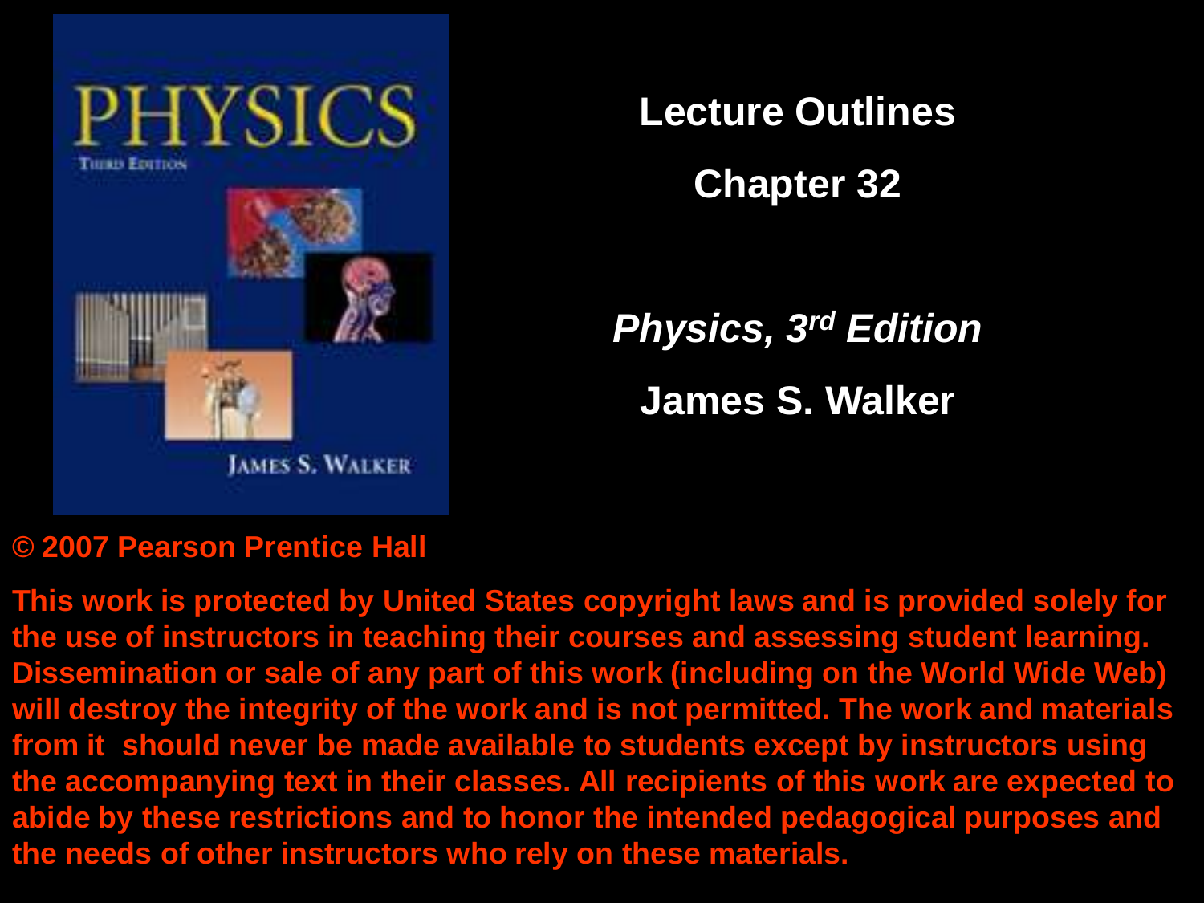# Lecture Outlines

## Chapter 32

***Physics, 3rd Edition***

**James S. Walker**

**© 2007 Pearson Prentice Hall**

**This work is protected by United States copyright laws and is provided solely for the use of instructors in teaching their courses and assessing student learning. Dissemination or sale of any part of this work (including on the World Wide Web) will destroy the integrity of the work and is not permitted. The work and materials from it should never be made available to students except by instructors using the accompanying text in their classes. All recipients of this work are expected to abide by these restrictions and to honor the intended pedagogical purposes and the needs of other instructors who rely on these materials.**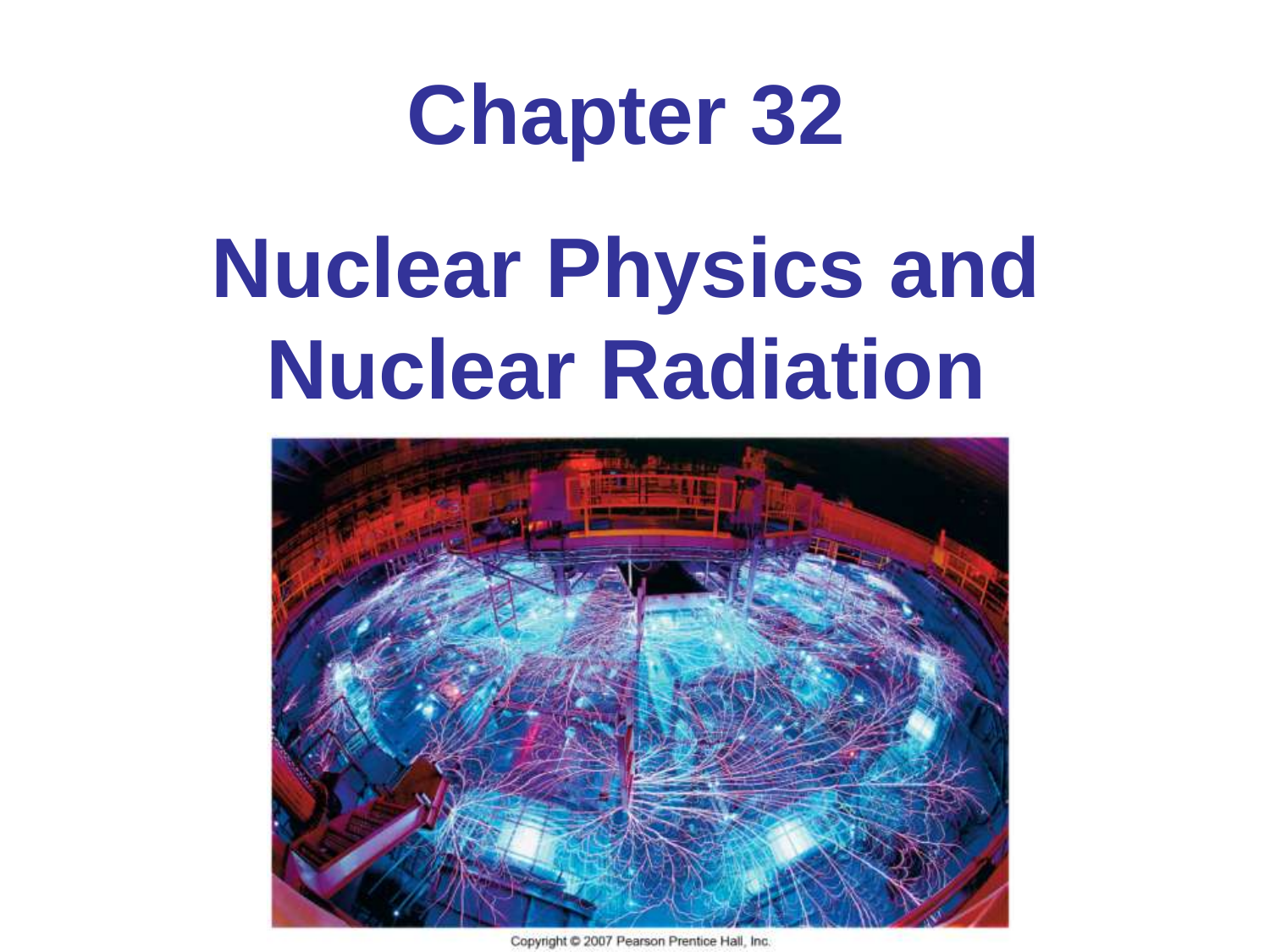# Chapter 32

# Nuclear Physics and Nuclear Radiation

Copyright © 2007 Pearson Prentice Hall, Inc.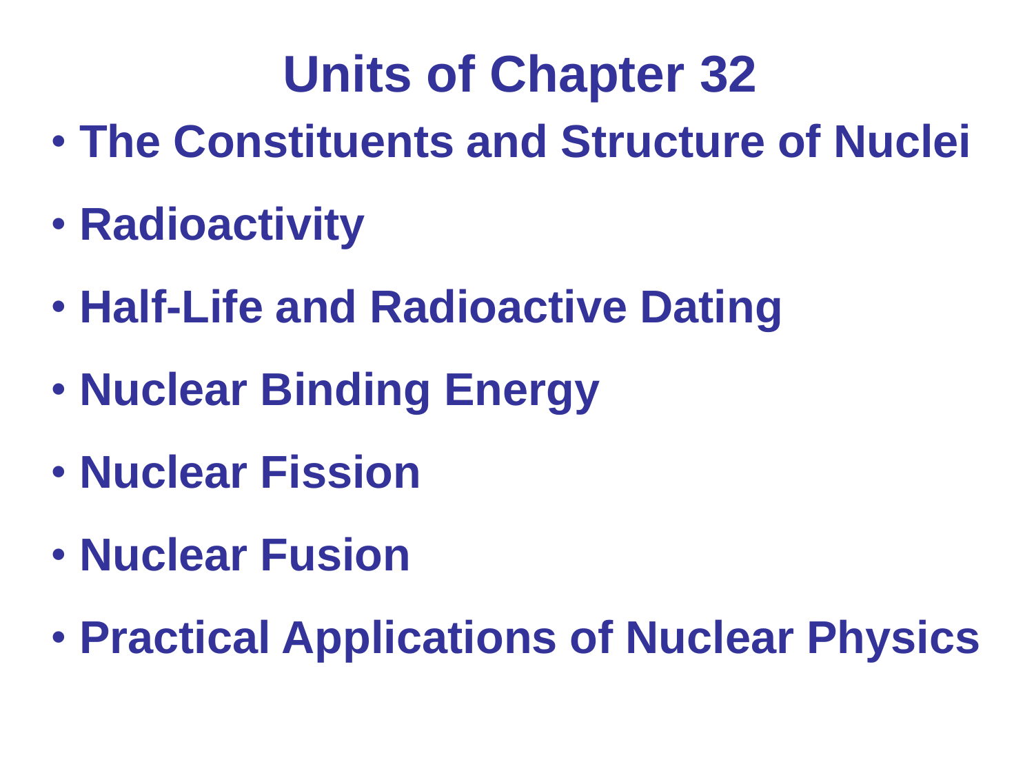# Units of Chapter 32

- The Constituents and Structure of Nuclei
- Radioactivity
- Half-Life and Radioactive Dating
- Nuclear Binding Energy
- Nuclear Fission
- Nuclear Fusion
- Practical Applications of Nuclear Physics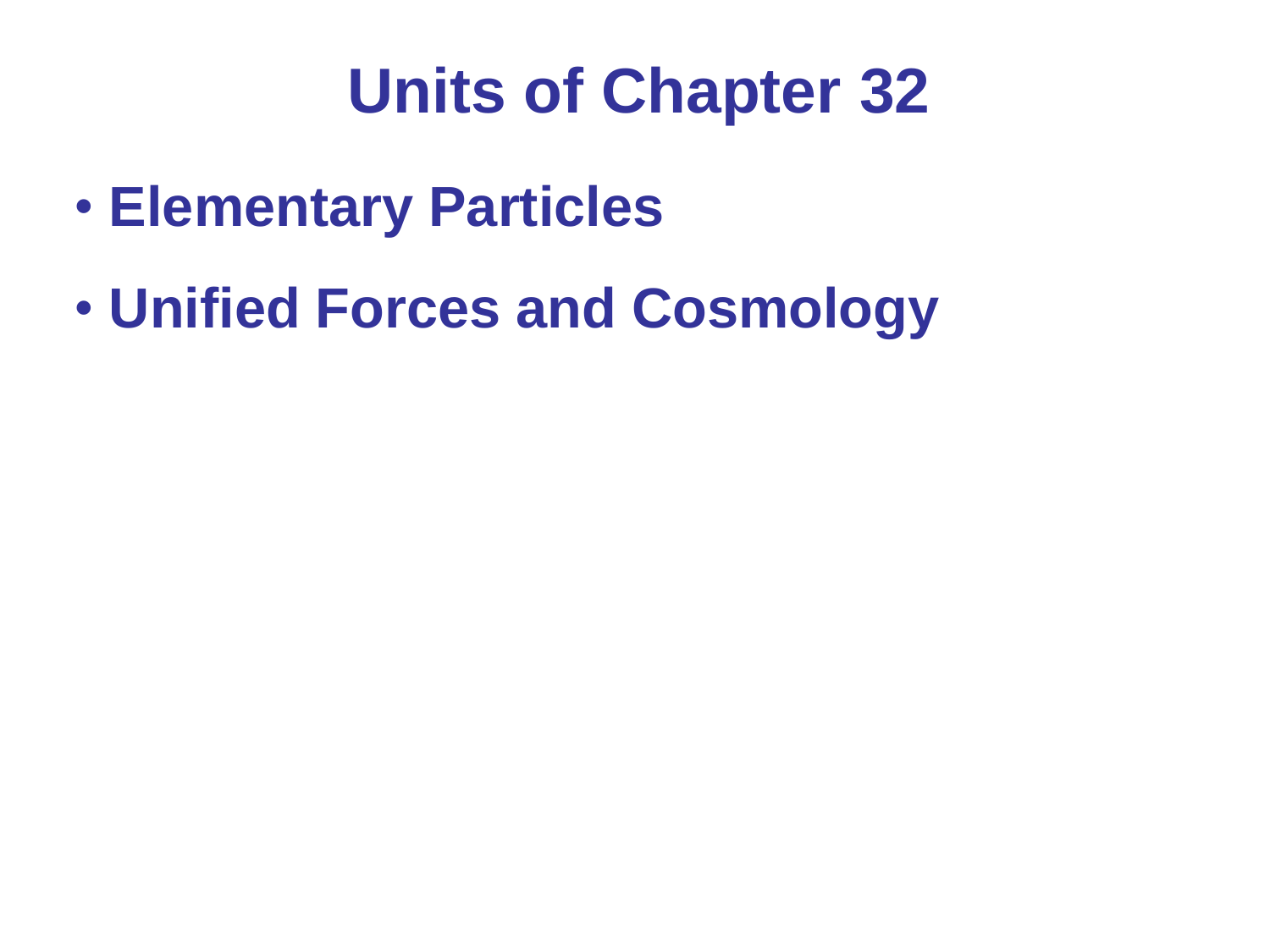# Units of Chapter 32

- **Elementary Particles**
- **Unified Forces and Cosmology**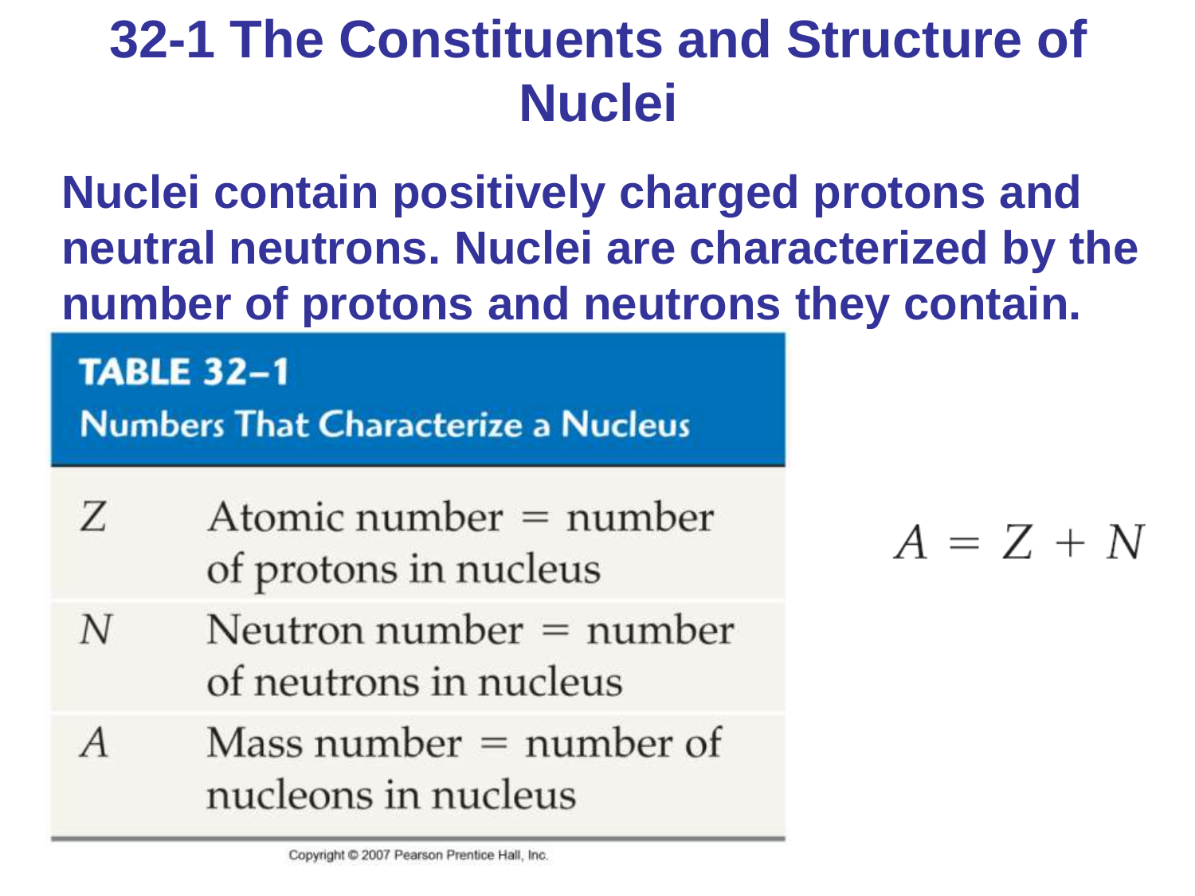# 32-1 The Constituents and Structure of Nuclei

**Nuclei contain positively charged protons and neutral neutrons. Nuclei are characterized by the number of protons and neutrons they contain.**

**TABLE 32–1**
**Numbers That Characterize a Nucleus**

| | |
|---|---|
| $Z$ | Atomic number = number of protons in nucleus |
| $N$ | Neutron number = number of neutrons in nucleus |
| $A$ | Mass number = number of nucleons in nucleus |

Copyright © 2007 Pearson Prentice Hall, Inc.

$$A = Z + N$$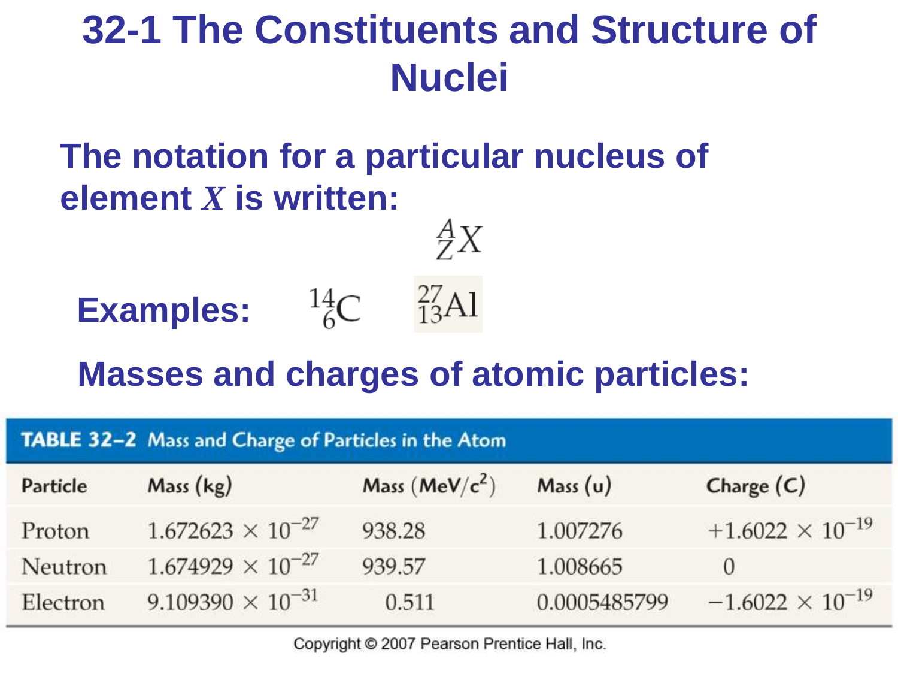# 32-1 The Constituents and Structure of Nuclei

The notation for a particular nucleus of element $X$ is written:

$$^{A}_{Z}X$$

Examples: $^{14}_{6}\text{C}$ $^{27}_{13}\text{Al}$

Masses and charges of atomic particles:

**TABLE 32–2** Mass and Charge of Particles in the Atom

| Particle | Mass (kg) | Mass (MeV/$c^2$) | Mass (u) | Charge (C) |
|---|---|---|---|---|
| Proton | $1.672623 \times 10^{-27}$ | 938.28 | 1.007276 | $+1.6022 \times 10^{-19}$ |
| Neutron | $1.674929 \times 10^{-27}$ | 939.57 | 1.008665 | 0 |
| Electron | $9.109390 \times 10^{-31}$ | 0.511 | 0.0005485799 | $-1.6022 \times 10^{-19}$ |

Copyright © 2007 Pearson Prentice Hall, Inc.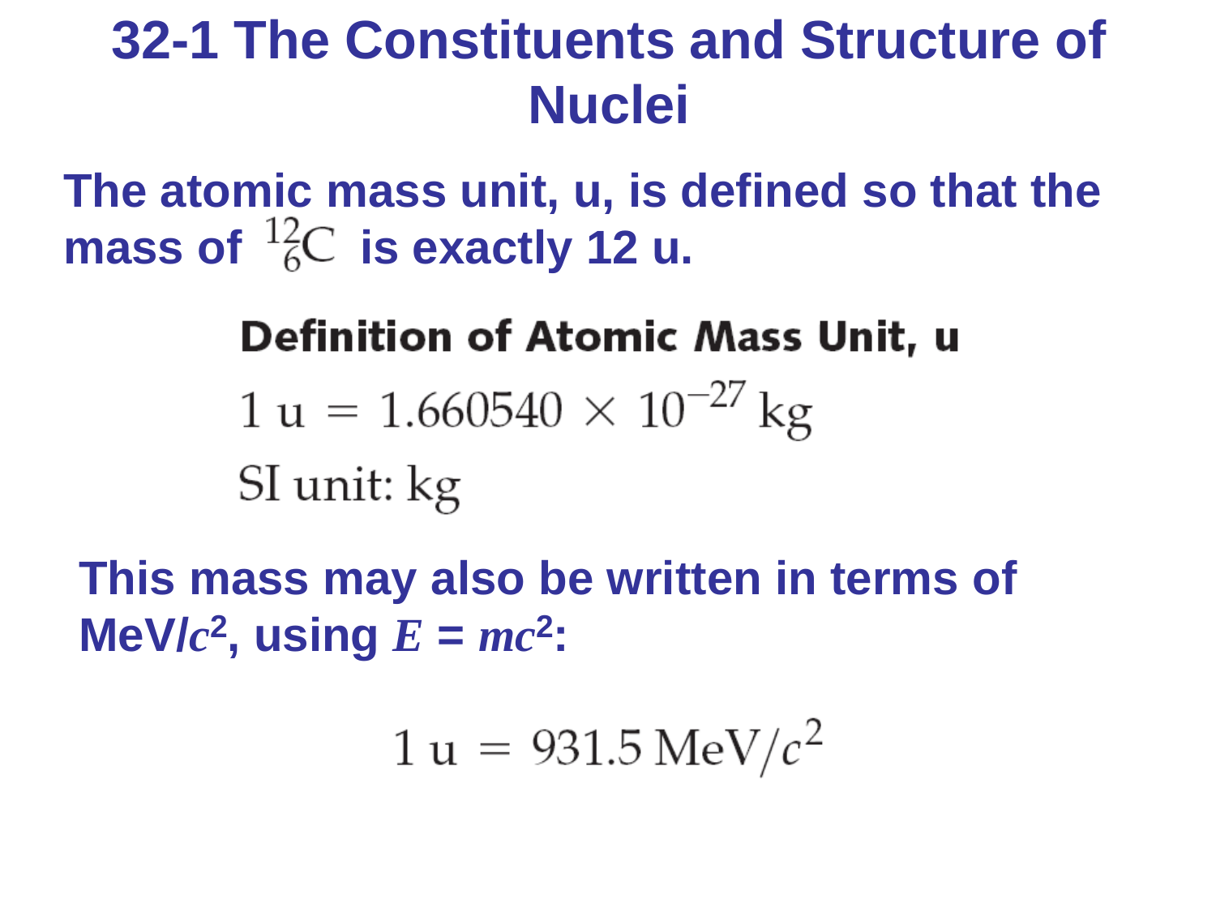# 32-1 The Constituents and Structure of Nuclei

**The atomic mass unit, u, is defined so that the mass of $^{12}_{6}\text{C}$ is exactly 12 u.**

**Definition of Atomic Mass Unit, u**

$$1\ \text{u} = 1.660540 \times 10^{-27}\ \text{kg}$$

SI unit: kg

**This mass may also be written in terms of MeV/$c^2$, using $E = mc^2$:**

$$1\ \text{u} = 931.5\ \text{MeV}/c^2$$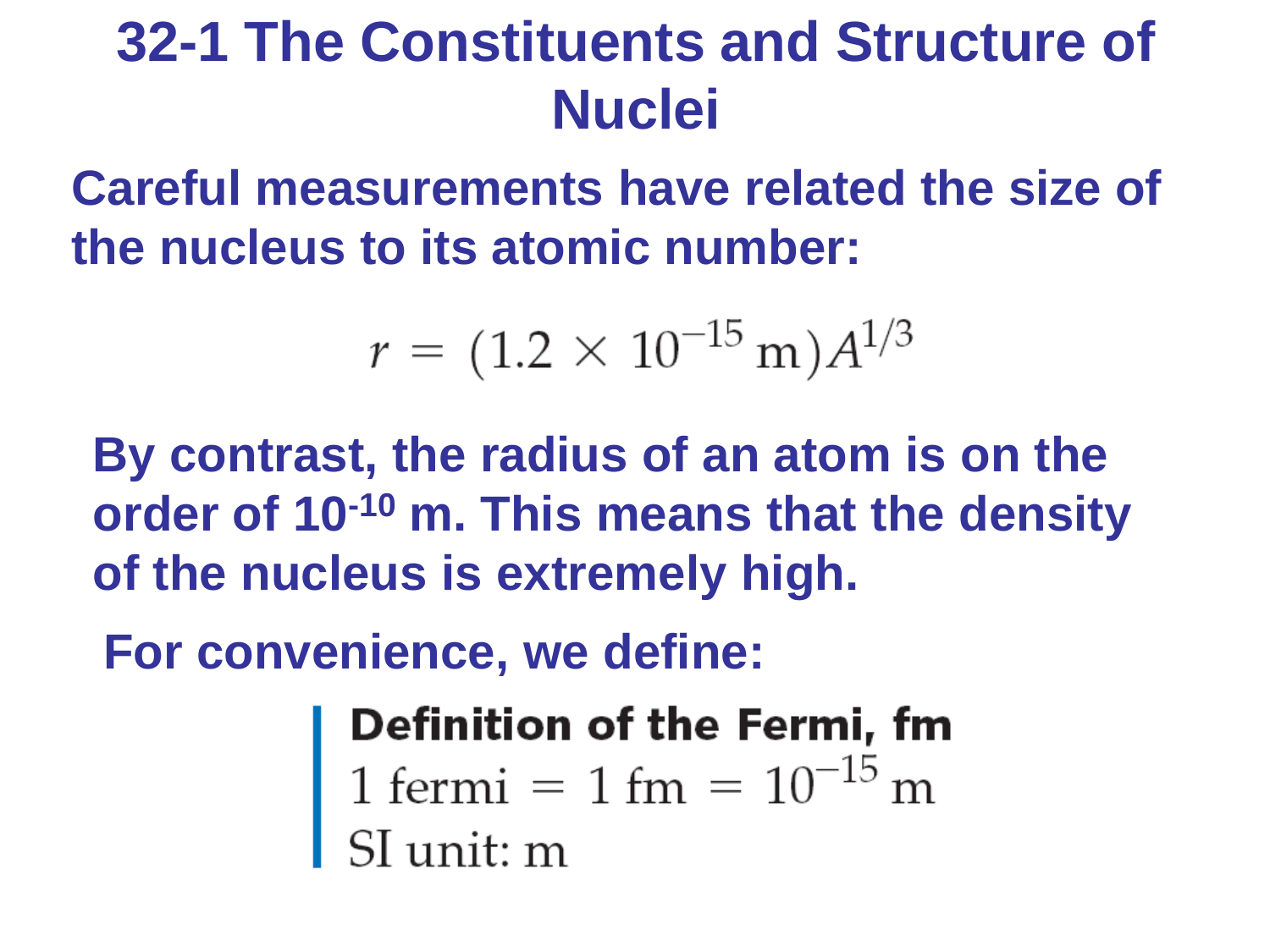# 32-1 The Constituents and Structure of Nuclei

**Careful measurements have related the size of the nucleus to its atomic number:**

$$r = (1.2 \times 10^{-15}\,\text{m})A^{1/3}$$

**By contrast, the radius of an atom is on the order of $10^{-10}$ m. This means that the density of the nucleus is extremely high.**

**For convenience, we define:**

**Definition of the Fermi, fm**

$$1\ \text{fermi} = 1\ \text{fm} = 10^{-15}\ \text{m}$$

SI unit: m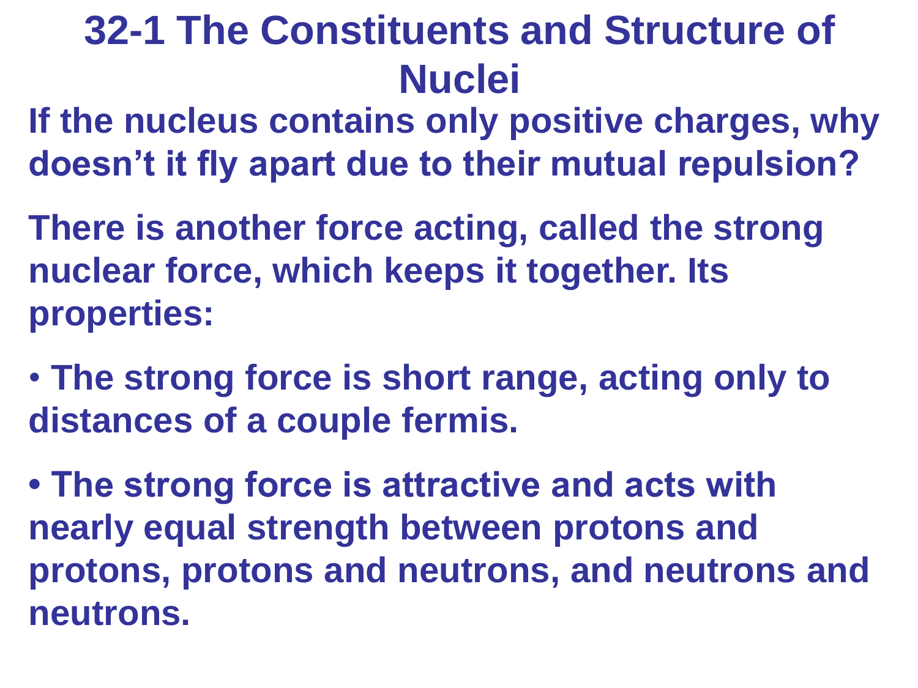# 32-1 The Constituents and Structure of Nuclei

**If the nucleus contains only positive charges, why doesn't it fly apart due to their mutual repulsion?**

**There is another force acting, called the strong nuclear force, which keeps it together. Its properties:**

- **The strong force is short range, acting only to distances of a couple fermis.**
- **The strong force is attractive and acts with nearly equal strength between protons and protons, protons and neutrons, and neutrons and neutrons.**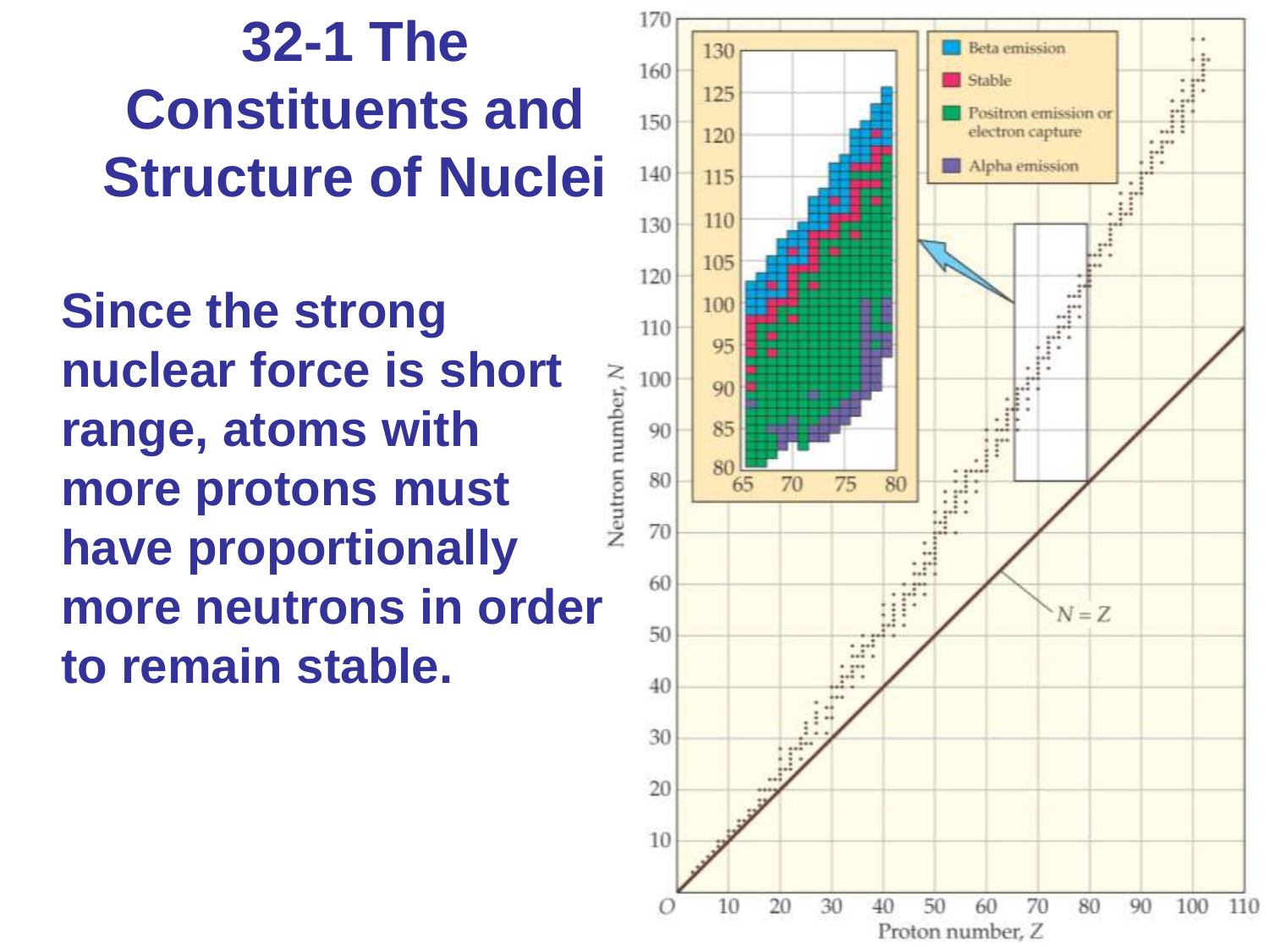# 32-1 The Constituents and Structure of Nuclei

**Since the strong nuclear force is short range, atoms with more protons must have proportionally more neutrons in order to remain stable.**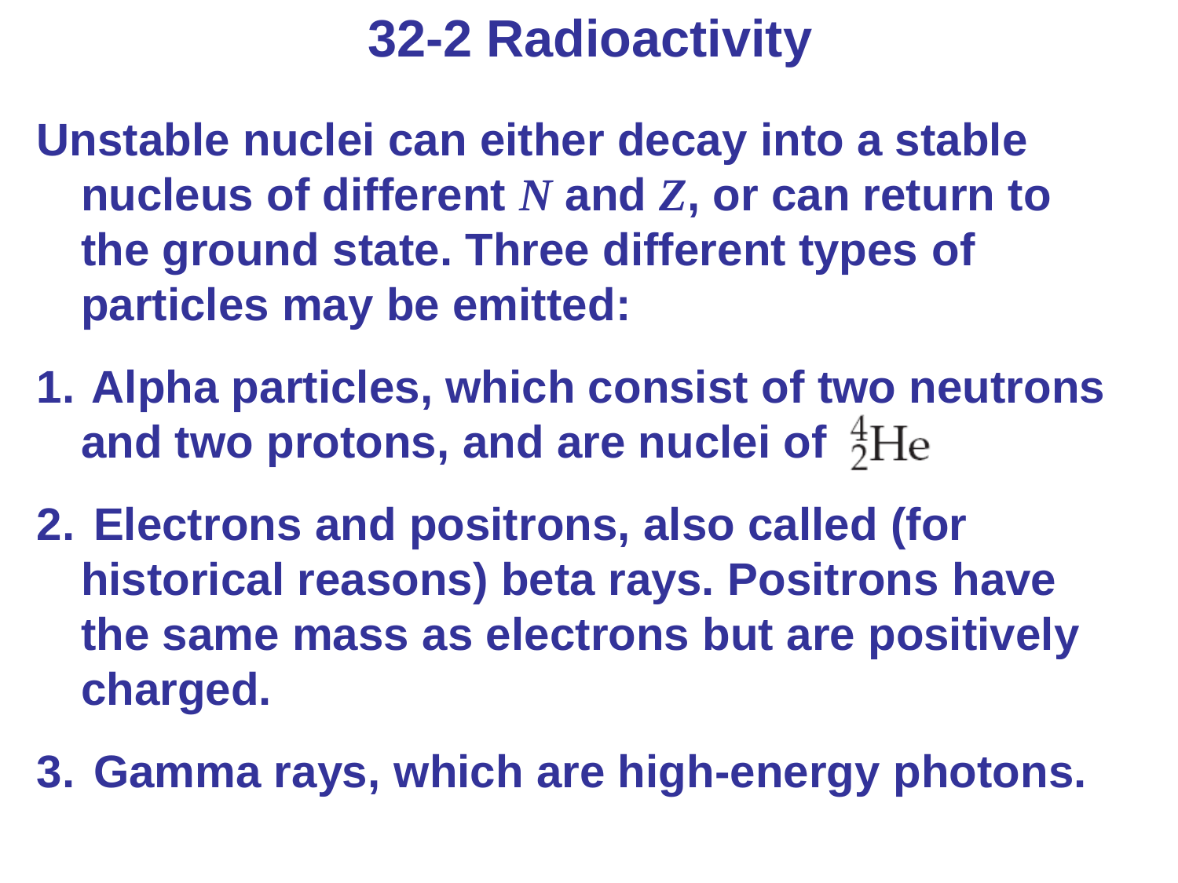# 32-2 Radioactivity

Unstable nuclei can either decay into a stable nucleus of different $N$ and $Z$, or can return to the ground state. Three different types of particles may be emitted:

1. Alpha particles, which consist of two neutrons and two protons, and are nuclei of $^{4}_{2}\mathrm{He}$
2. Electrons and positrons, also called (for historical reasons) beta rays. Positrons have the same mass as electrons but are positively charged.
3. Gamma rays, which are high-energy photons.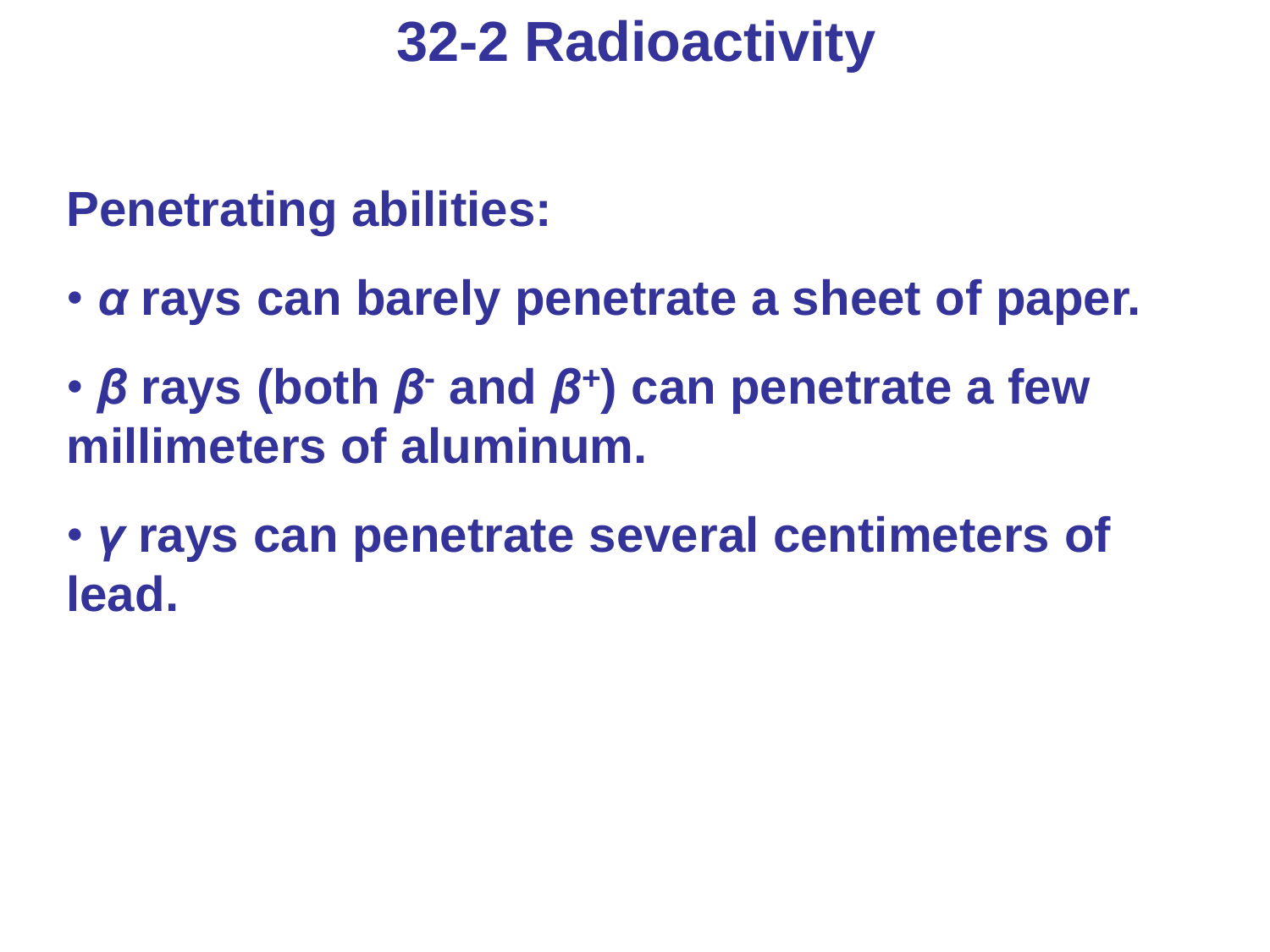# 32-2 Radioactivity

**Penetrating abilities:**

- ***α*** **rays can barely penetrate a sheet of paper.**
- ***β*** **rays (both** $\beta^-$ **and** $\beta^+$**) can penetrate a few millimeters of aluminum.**
- ***γ*** **rays can penetrate several centimeters of lead.**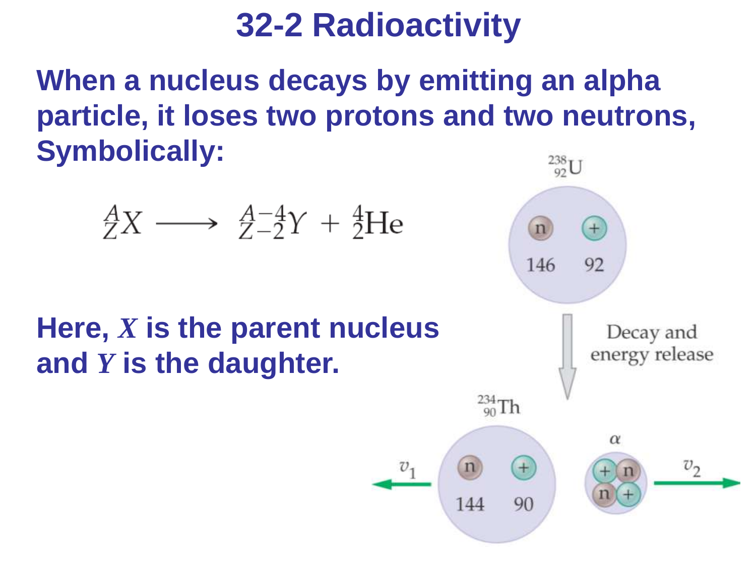# 32-2 Radioactivity

**When a nucleus decays by emitting an alpha particle, it loses two protons and two neutrons, Symbolically:**

$$^{A}_{Z}X \longrightarrow \, ^{A-4}_{Z-2}Y + \, ^{4}_{2}\text{He}$$

**Here, *X* is the parent nucleus and *Y* is the daughter.**

$^{238}_{92}\text{U}$

n 146, + 92

Decay and energy release

$^{234}_{90}\text{Th}$

n 144, + 90

$\alpha$

$v_1$ $v_2$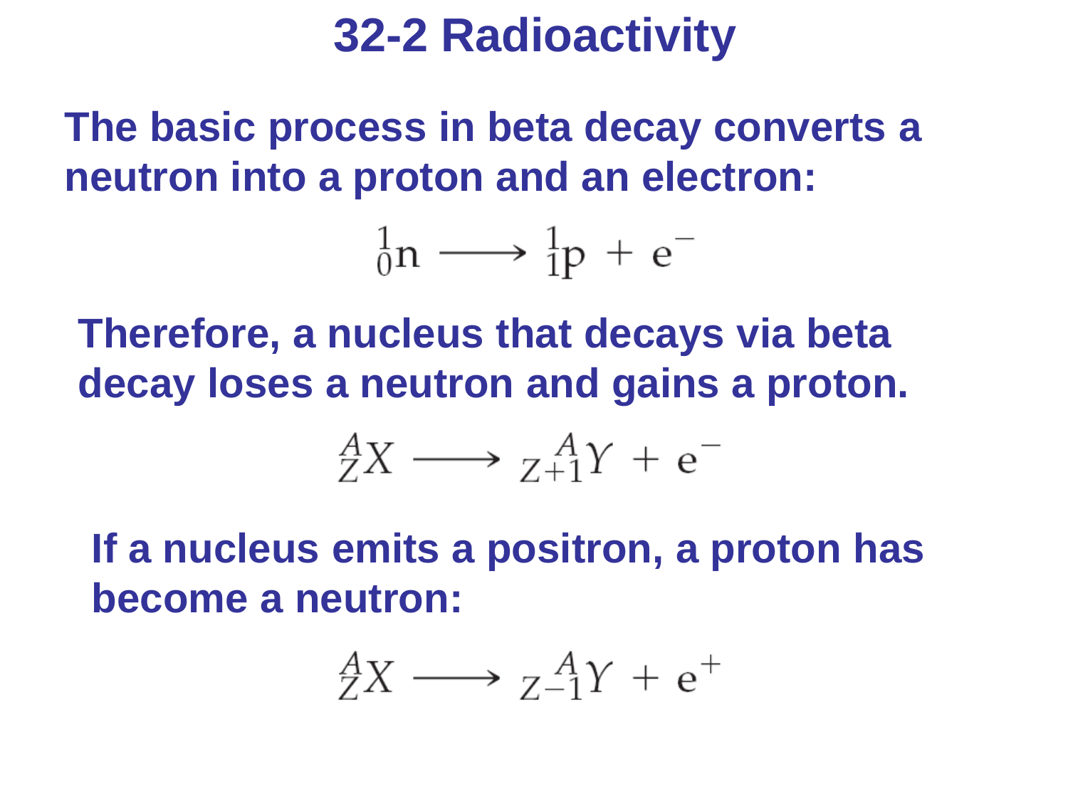# 32-2 Radioactivity

**The basic process in beta decay converts a neutron into a proton and an electron:**

$$^{1}_{0}\mathrm{n} \longrightarrow {}^{1}_{1}\mathrm{p} + \mathrm{e}^{-}$$

**Therefore, a nucleus that decays via beta decay loses a neutron and gains a proton.**

$$^{A}_{Z}X \longrightarrow {}^{\;\;\;A}_{Z+1}Y + \mathrm{e}^{-}$$

**If a nucleus emits a positron, a proton has become a neutron:**

$$^{A}_{Z}X \longrightarrow {}^{\;\;\;A}_{Z-1}Y + \mathrm{e}^{+}$$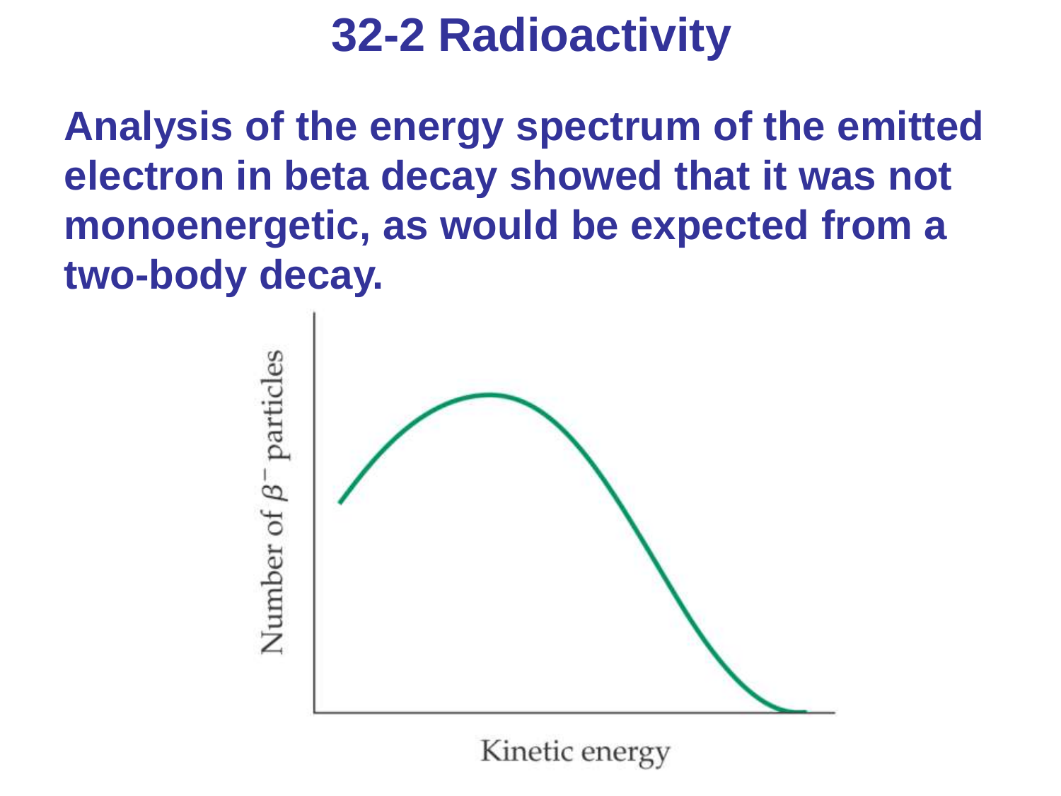# 32-2 Radioactivity

**Analysis of the energy spectrum of the emitted electron in beta decay showed that it was not monoenergetic, as would be expected from a two-body decay.**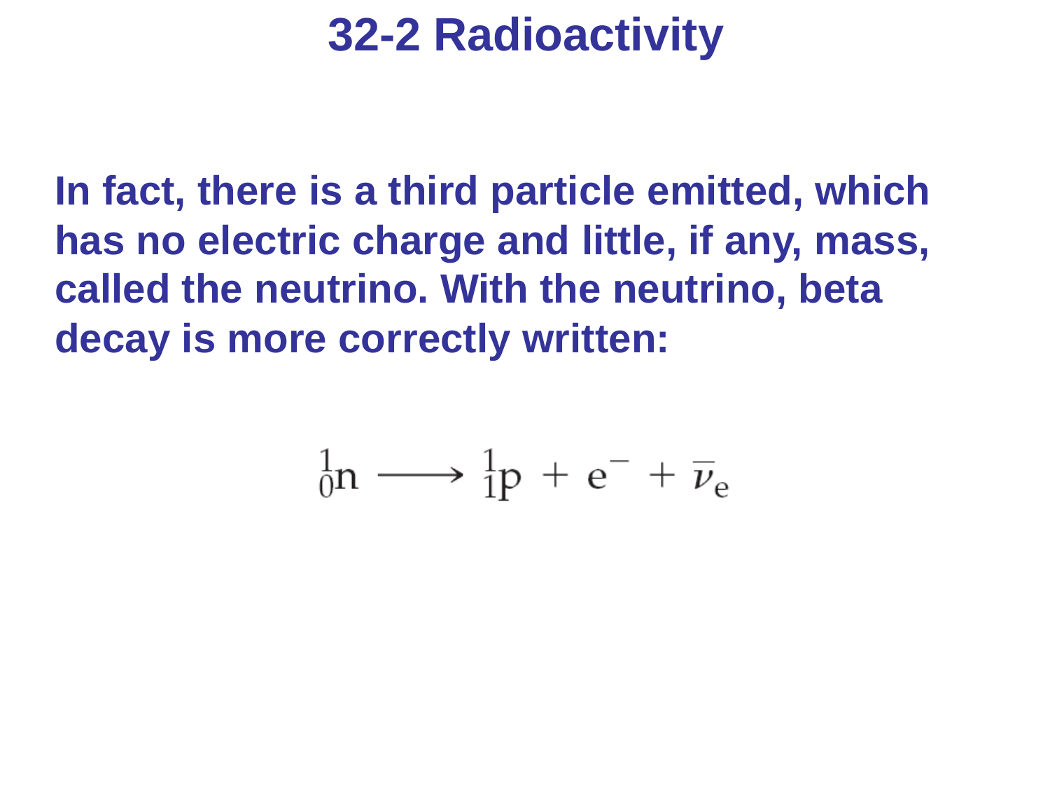# 32-2 Radioactivity

**In fact, there is a third particle emitted, which has no electric charge and little, if any, mass, called the neutrino. With the neutrino, beta decay is more correctly written:**

$$^{1}_{0}\mathrm{n} \longrightarrow {}^{1}_{1}\mathrm{p} + \mathrm{e}^{-} + \overline{\nu}_{\mathrm{e}}$$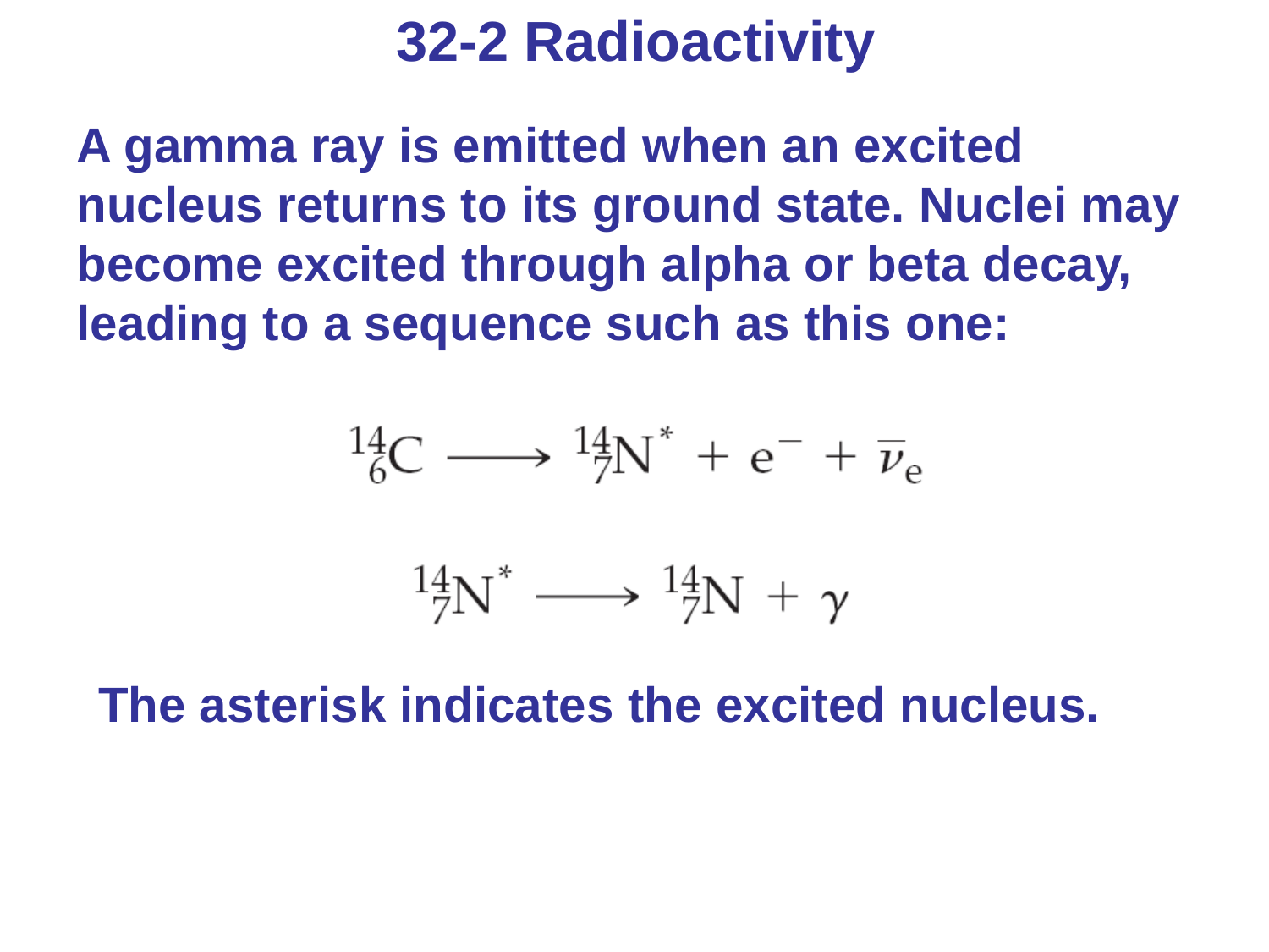# 32-2 Radioactivity

**A gamma ray is emitted when an excited nucleus returns to its ground state. Nuclei may become excited through alpha or beta decay, leading to a sequence such as this one:**

$$^{14}_{6}\mathrm{C} \longrightarrow {}^{14}_{7}\mathrm{N}^{*} + \mathrm{e}^{-} + \overline{\nu}_{\mathrm{e}}$$

$$^{14}_{7}\mathrm{N}^{*} \longrightarrow {}^{14}_{7}\mathrm{N} + \gamma$$

**The asterisk indicates the excited nucleus.**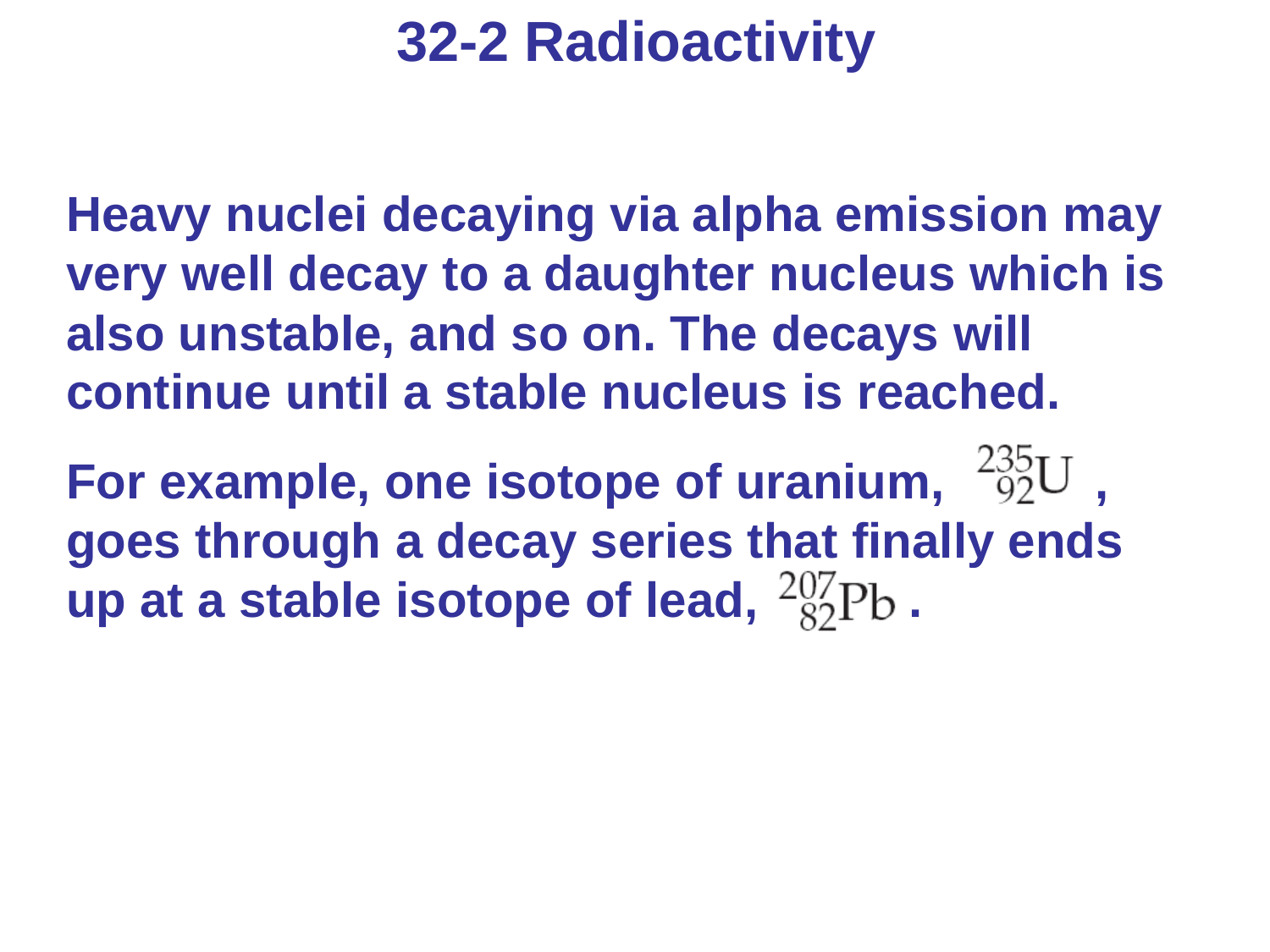# 32-2 Radioactivity

**Heavy nuclei decaying via alpha emission may very well decay to a daughter nucleus which is also unstable, and so on. The decays will continue until a stable nucleus is reached.**

**For example, one isotope of uranium,** ${}^{235}_{92}\mathrm{U}$ **, goes through a decay series that finally ends up at a stable isotope of lead,** ${}^{207}_{82}\mathrm{Pb}$ **.**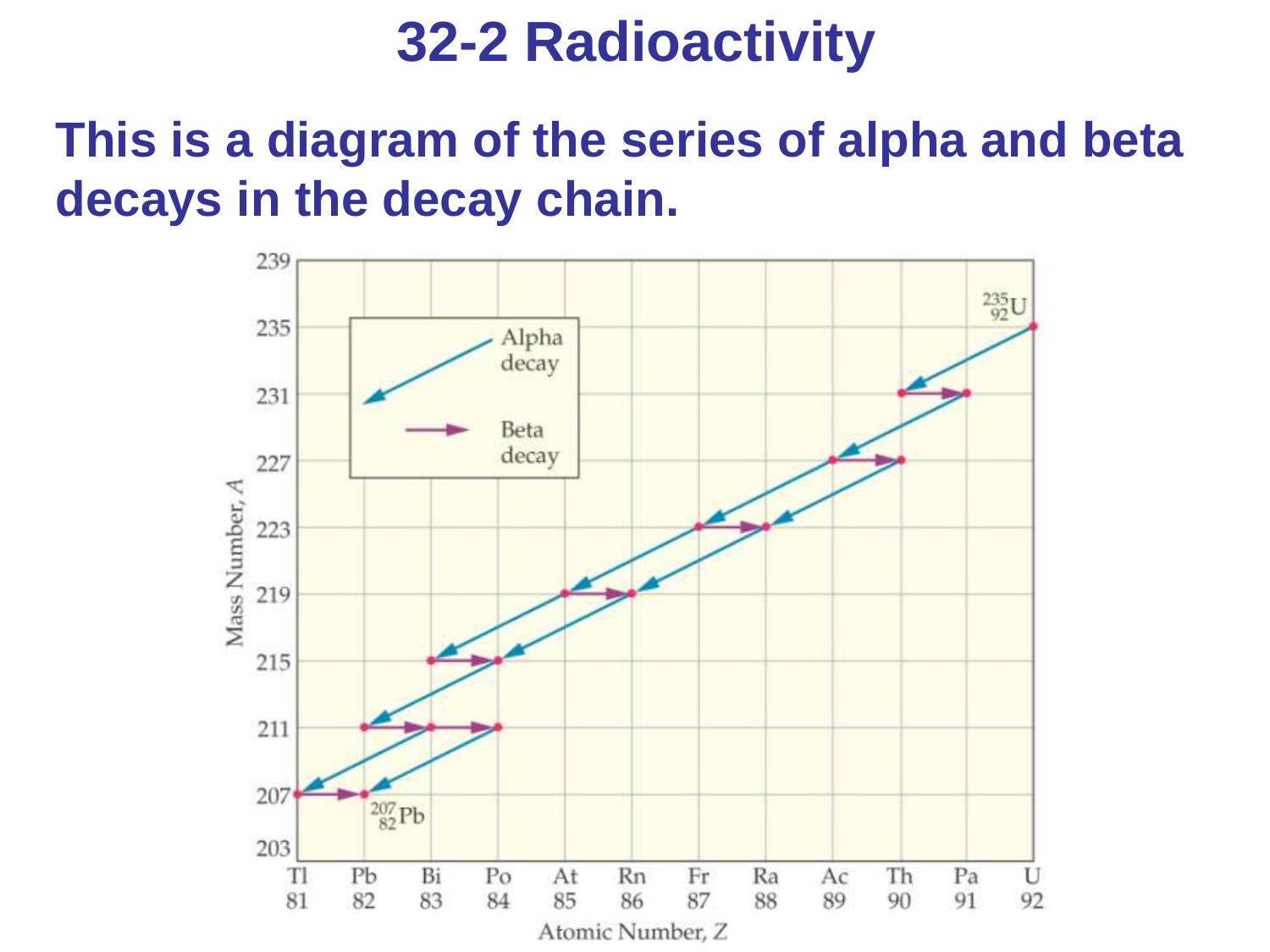# 32-2 Radioactivity

**This is a diagram of the series of alpha and beta decays in the decay chain.**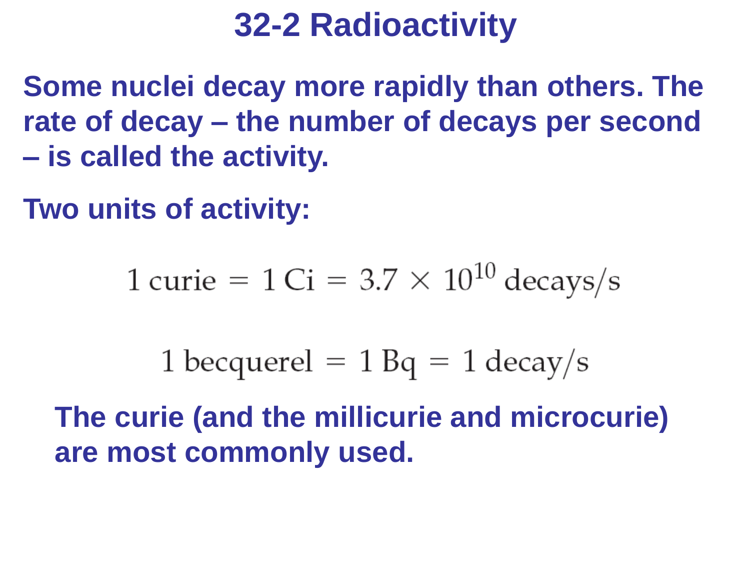# 32-2 Radioactivity

**Some nuclei decay more rapidly than others. The rate of decay – the number of decays per second – is called the activity.**

**Two units of activity:**

$$1 \text{ curie} = 1 \text{ Ci} = 3.7 \times 10^{10} \text{ decays/s}$$

$$1 \text{ becquerel} = 1 \text{ Bq} = 1 \text{ decay/s}$$

**The curie (and the millicurie and microcurie) are most commonly used.**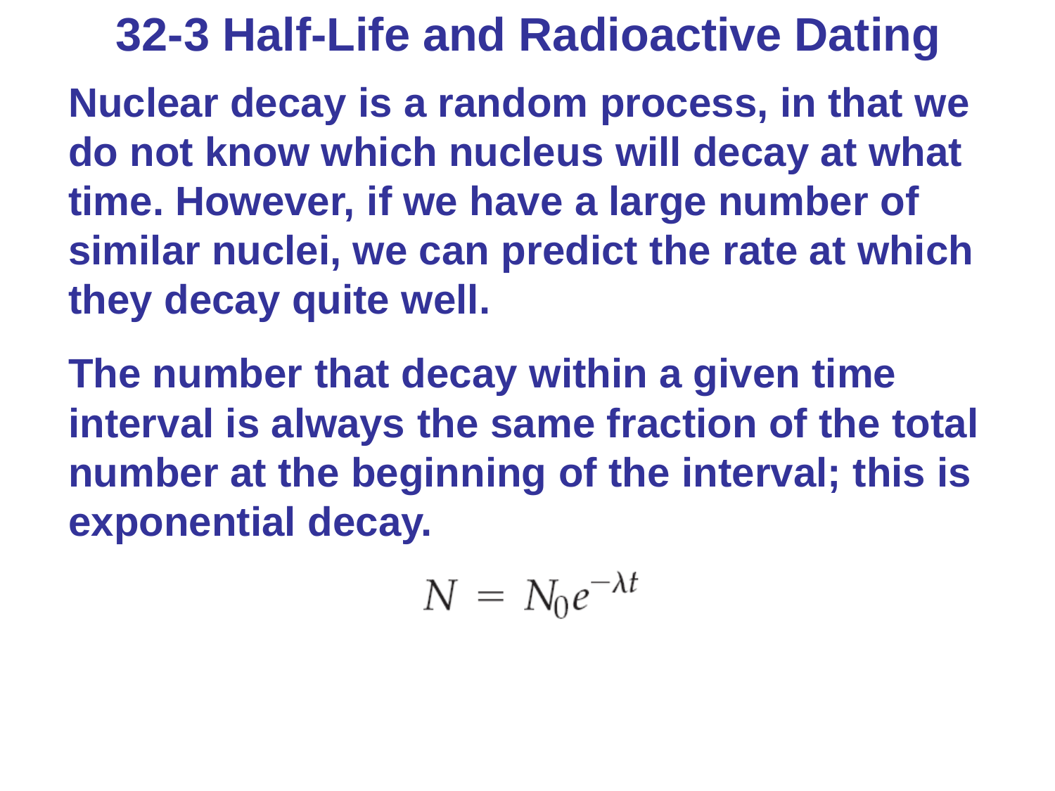# 32-3 Half-Life and Radioactive Dating

Nuclear decay is a random process, in that we do not know which nucleus will decay at what time. However, if we have a large number of similar nuclei, we can predict the rate at which they decay quite well.

The number that decay within a given time interval is always the same fraction of the total number at the beginning of the interval; this is exponential decay.

$$N = N_0 e^{-\lambda t}$$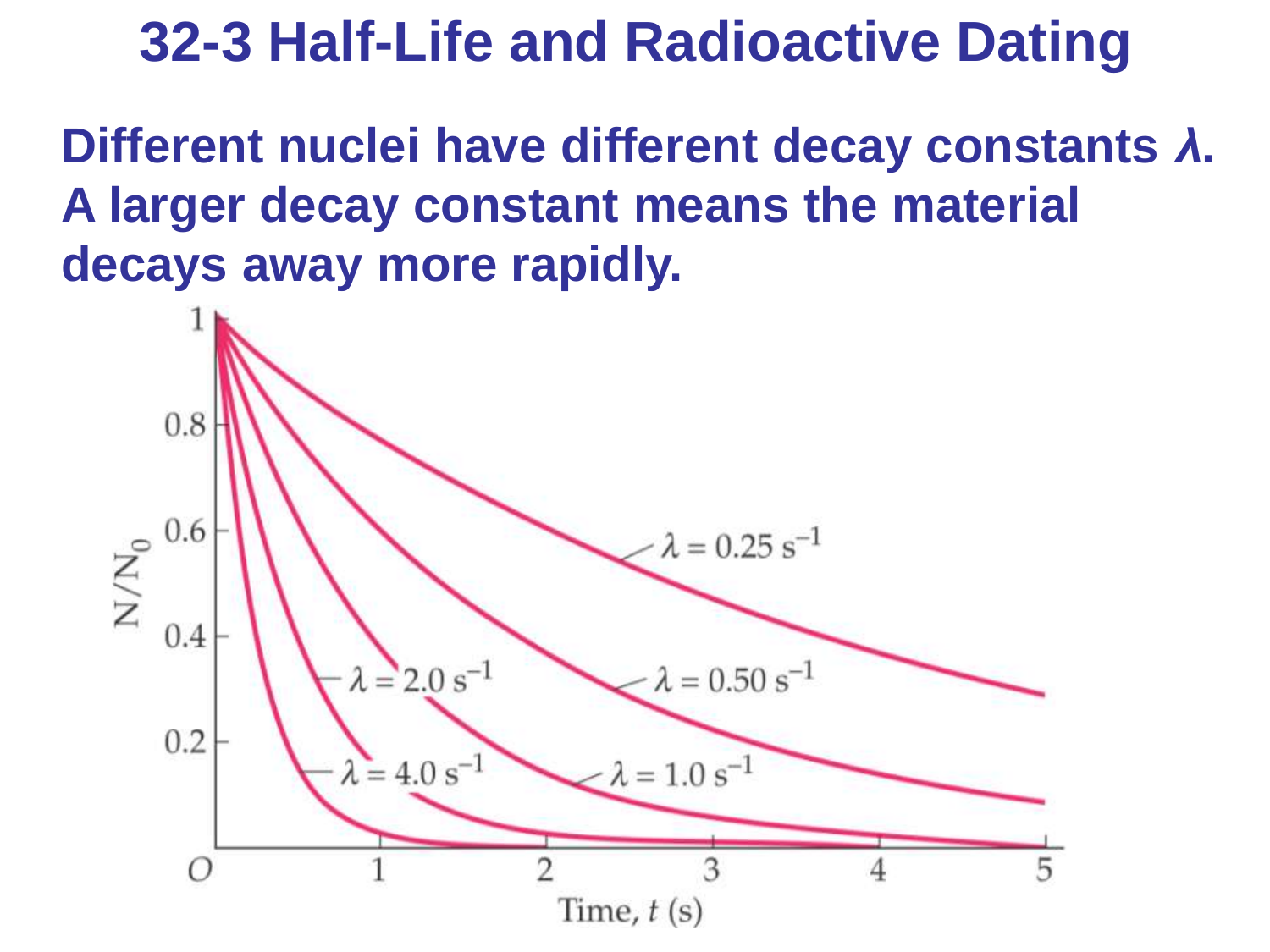# 32-3 Half-Life and Radioactive Dating

**Different nuclei have different decay constants $\lambda$. A larger decay constant means the material decays away more rapidly.**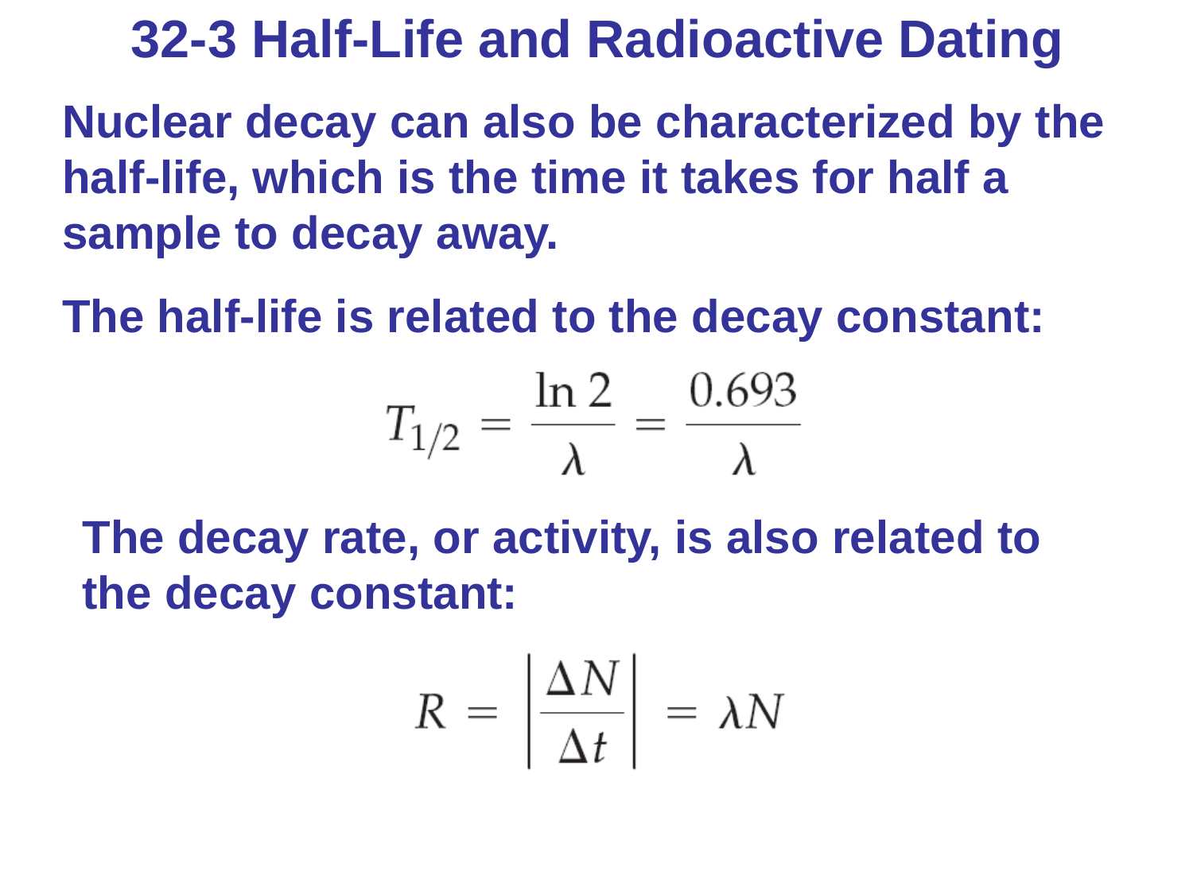# 32-3 Half-Life and Radioactive Dating

Nuclear decay can also be characterized by the half-life, which is the time it takes for half a sample to decay away.

The half-life is related to the decay constant:

$$T_{1/2} = \frac{\ln 2}{\lambda} = \frac{0.693}{\lambda}$$

The decay rate, or activity, is also related to the decay constant:

$$R = \left| \frac{\Delta N}{\Delta t} \right| = \lambda N$$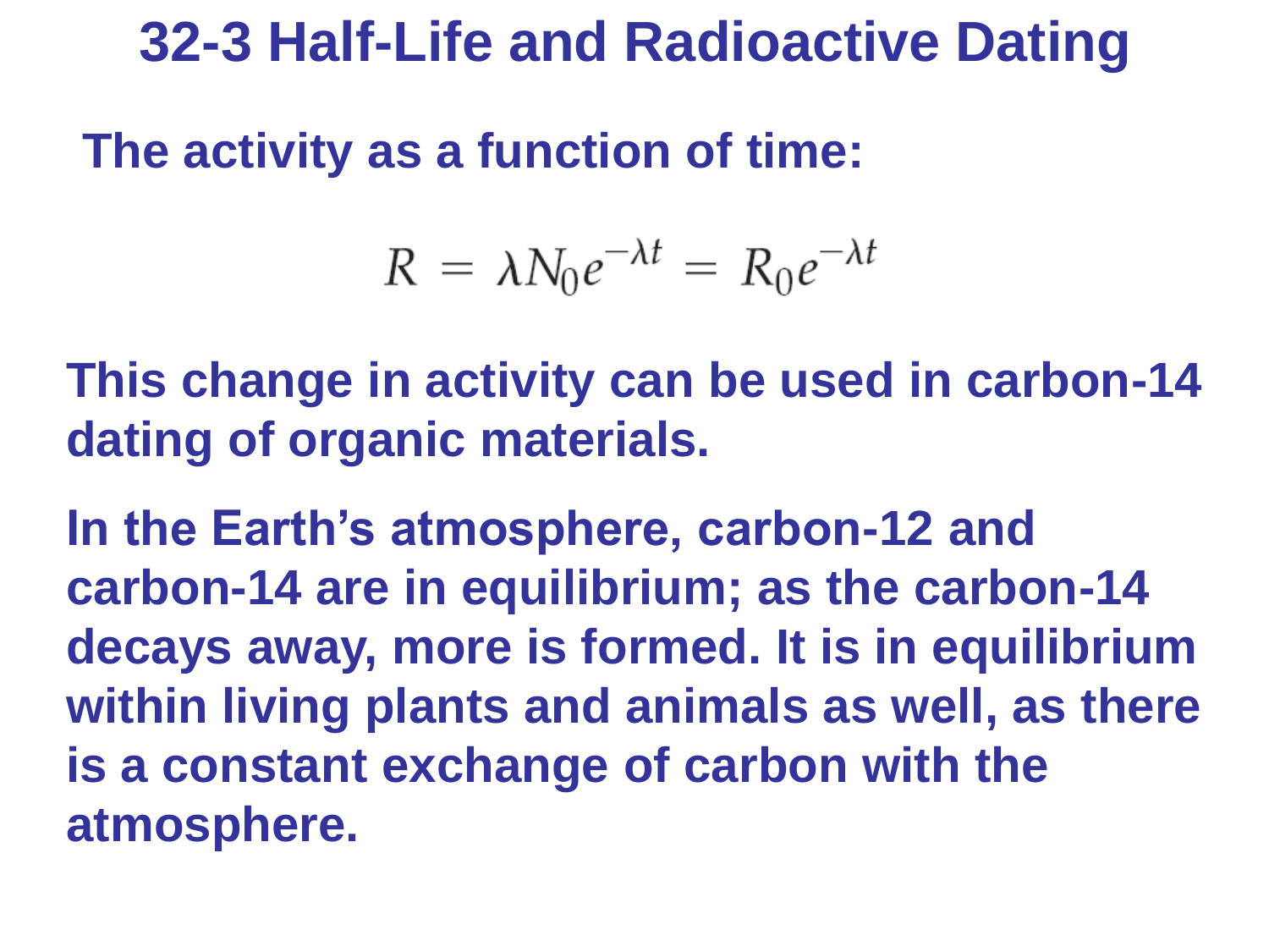# 32-3 Half-Life and Radioactive Dating

**The activity as a function of time:**

$$R = \lambda N_0 e^{-\lambda t} = R_0 e^{-\lambda t}$$

**This change in activity can be used in carbon-14 dating of organic materials.**

**In the Earth's atmosphere, carbon-12 and carbon-14 are in equilibrium; as the carbon-14 decays away, more is formed. It is in equilibrium within living plants and animals as well, as there is a constant exchange of carbon with the atmosphere.**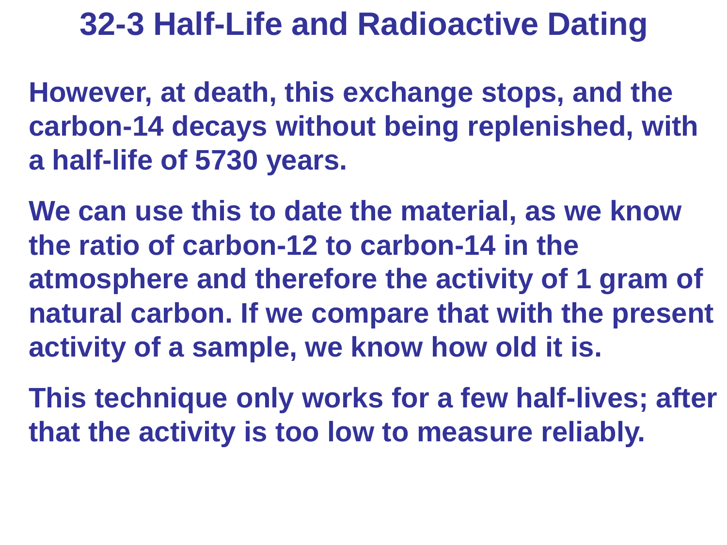# 32-3 Half-Life and Radioactive Dating

However, at death, this exchange stops, and the carbon-14 decays without being replenished, with a half-life of 5730 years.

We can use this to date the material, as we know the ratio of carbon-12 to carbon-14 in the atmosphere and therefore the activity of 1 gram of natural carbon. If we compare that with the present activity of a sample, we know how old it is.

This technique only works for a few half-lives; after that the activity is too low to measure reliably.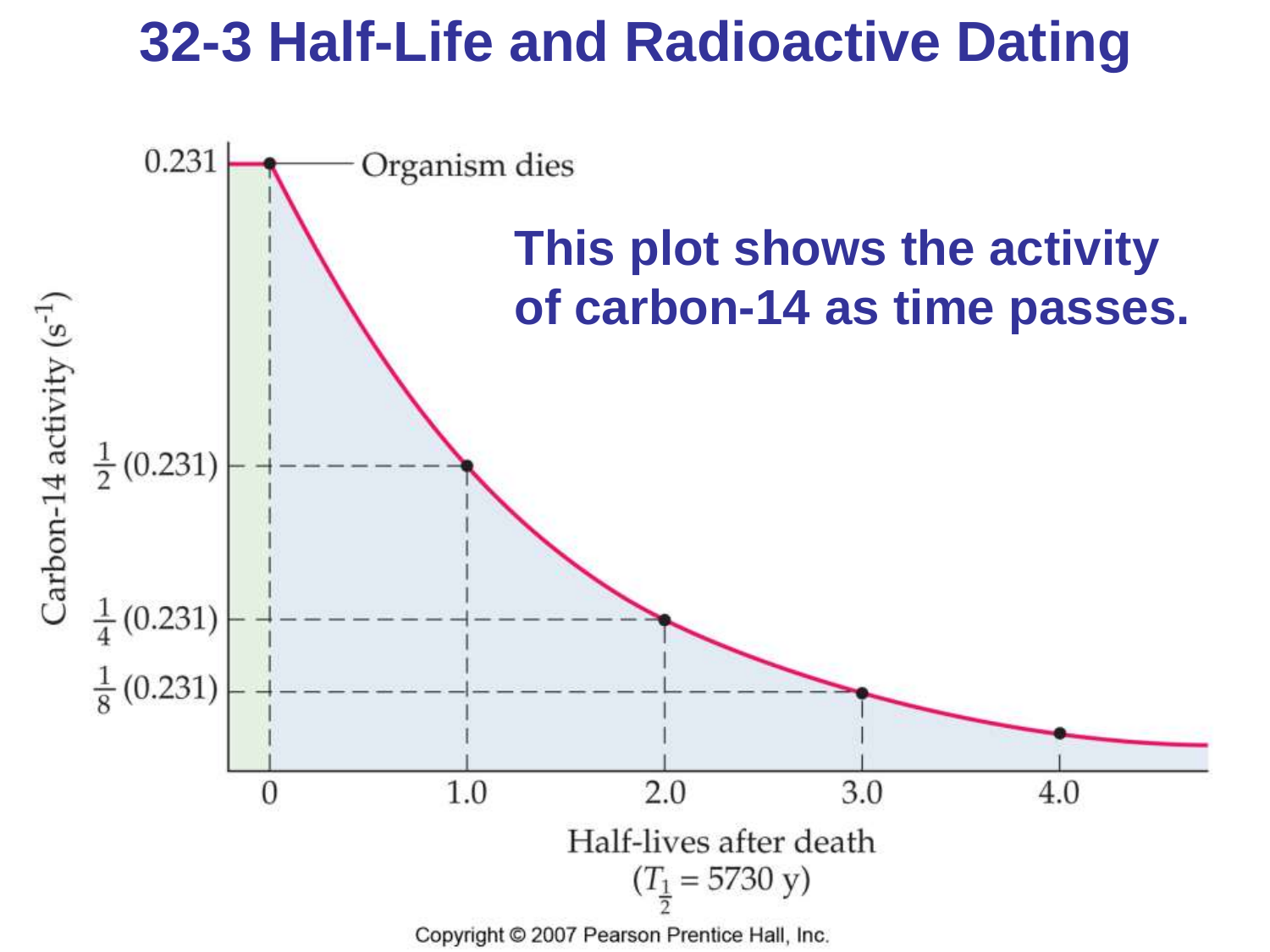# 32-3 Half-Life and Radioactive Dating

**This plot shows the activity of carbon-14 as time passes.**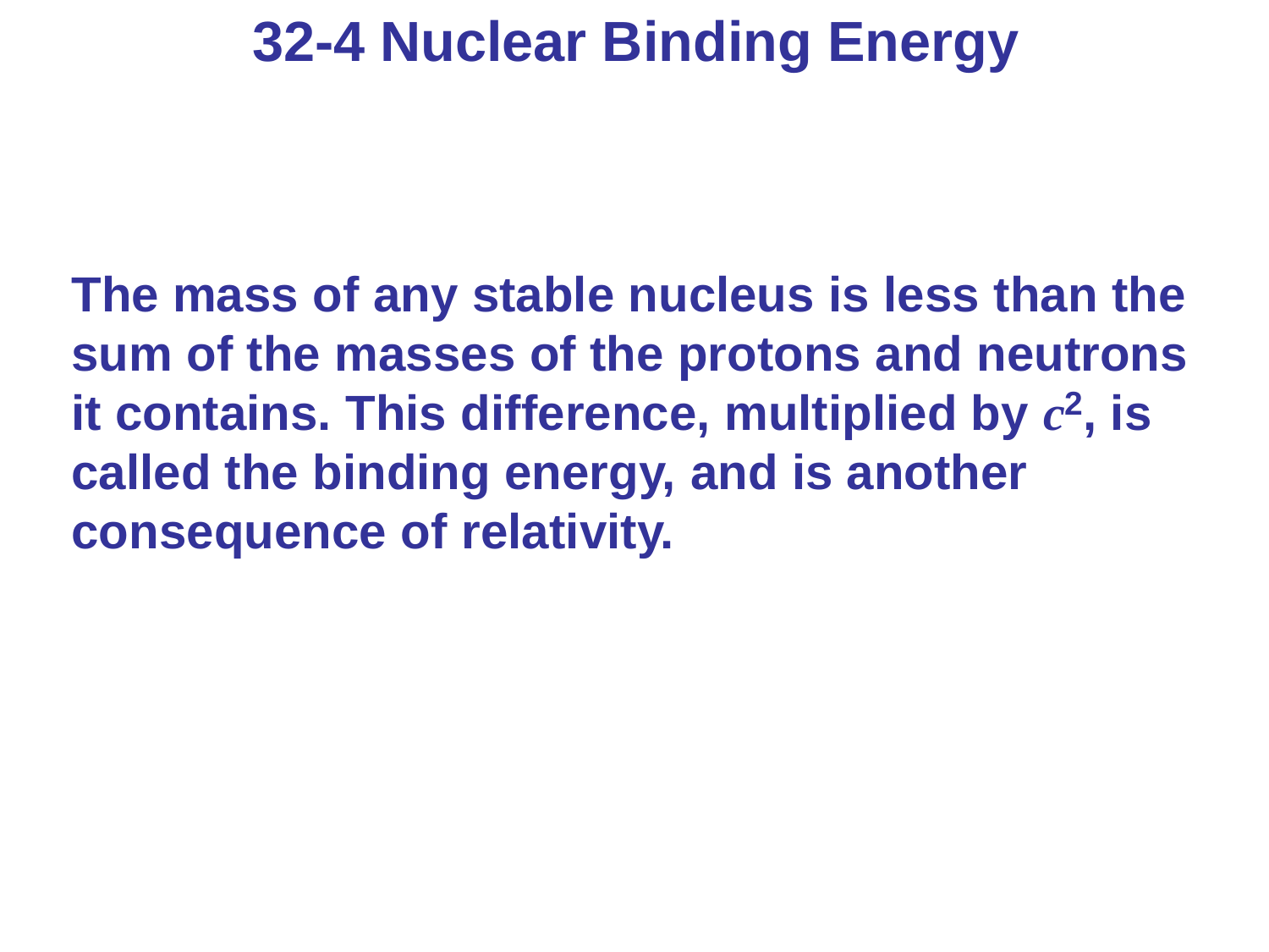# 32-4 Nuclear Binding Energy

**The mass of any stable nucleus is less than the sum of the masses of the protons and neutrons it contains. This difference, multiplied by $c^2$, is called the binding energy, and is another consequence of relativity.**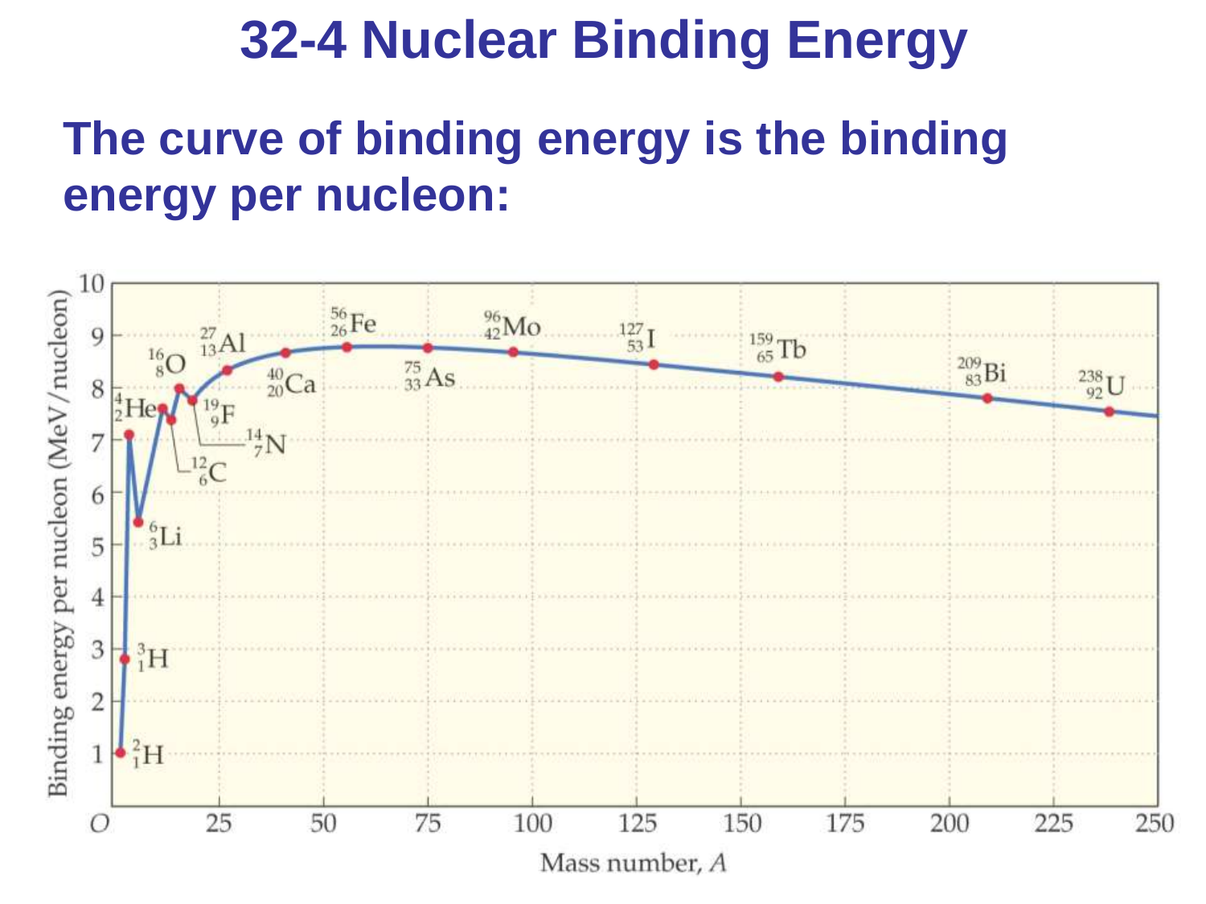# 32-4 Nuclear Binding Energy

**The curve of binding energy is the binding energy per nucleon:**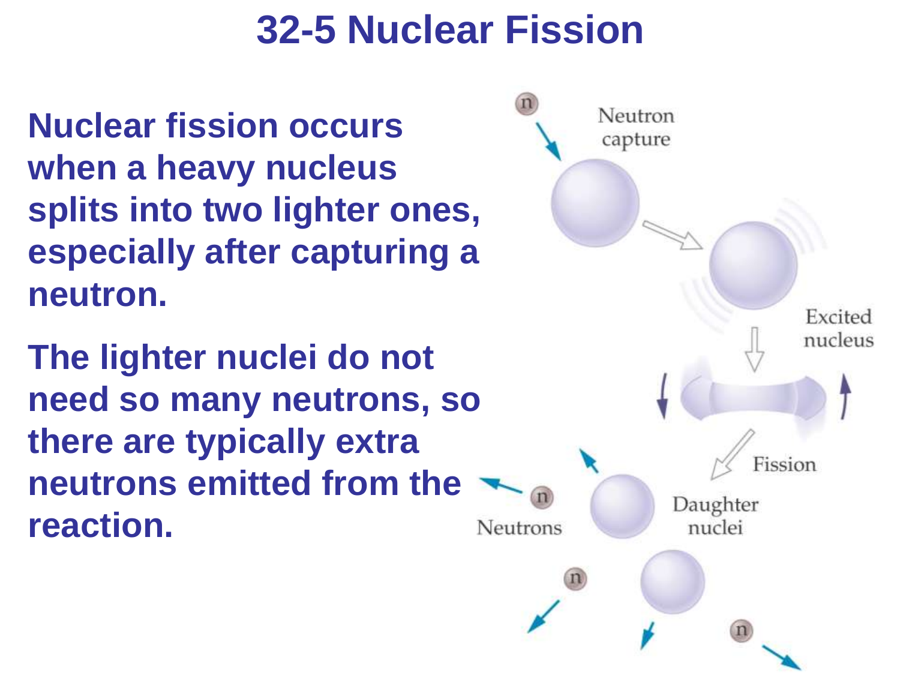# 32-5 Nuclear Fission

**Nuclear fission occurs when a heavy nucleus splits into two lighter ones, especially after capturing a neutron.**

**The lighter nuclei do not need so many neutrons, so there are typically extra neutrons emitted from the reaction.**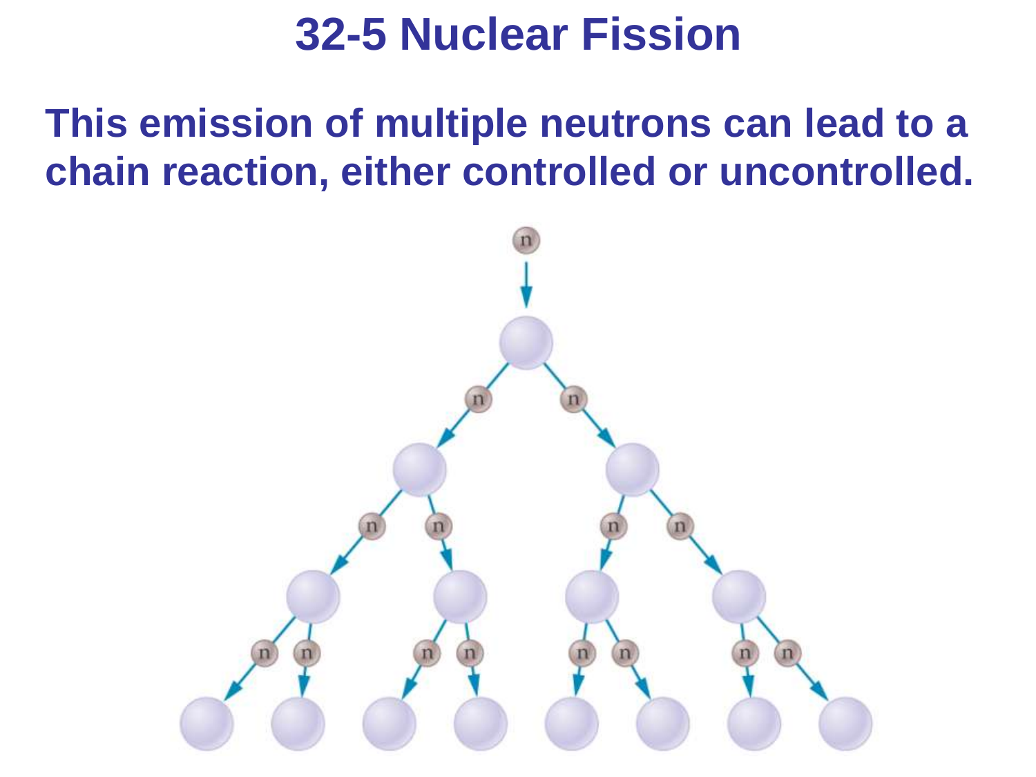# 32-5 Nuclear Fission

**This emission of multiple neutrons can lead to a chain reaction, either controlled or uncontrolled.**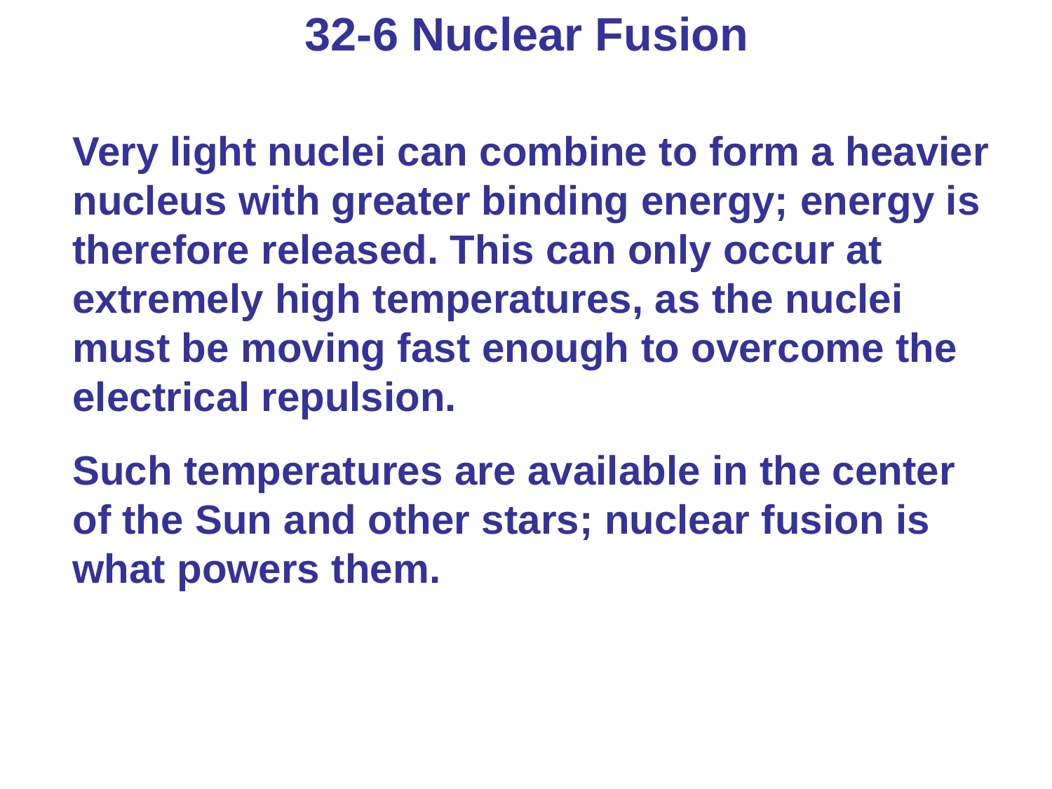# 32-6 Nuclear Fusion

Very light nuclei can combine to form a heavier nucleus with greater binding energy; energy is therefore released. This can only occur at extremely high temperatures, as the nuclei must be moving fast enough to overcome the electrical repulsion.

Such temperatures are available in the center of the Sun and other stars; nuclear fusion is what powers them.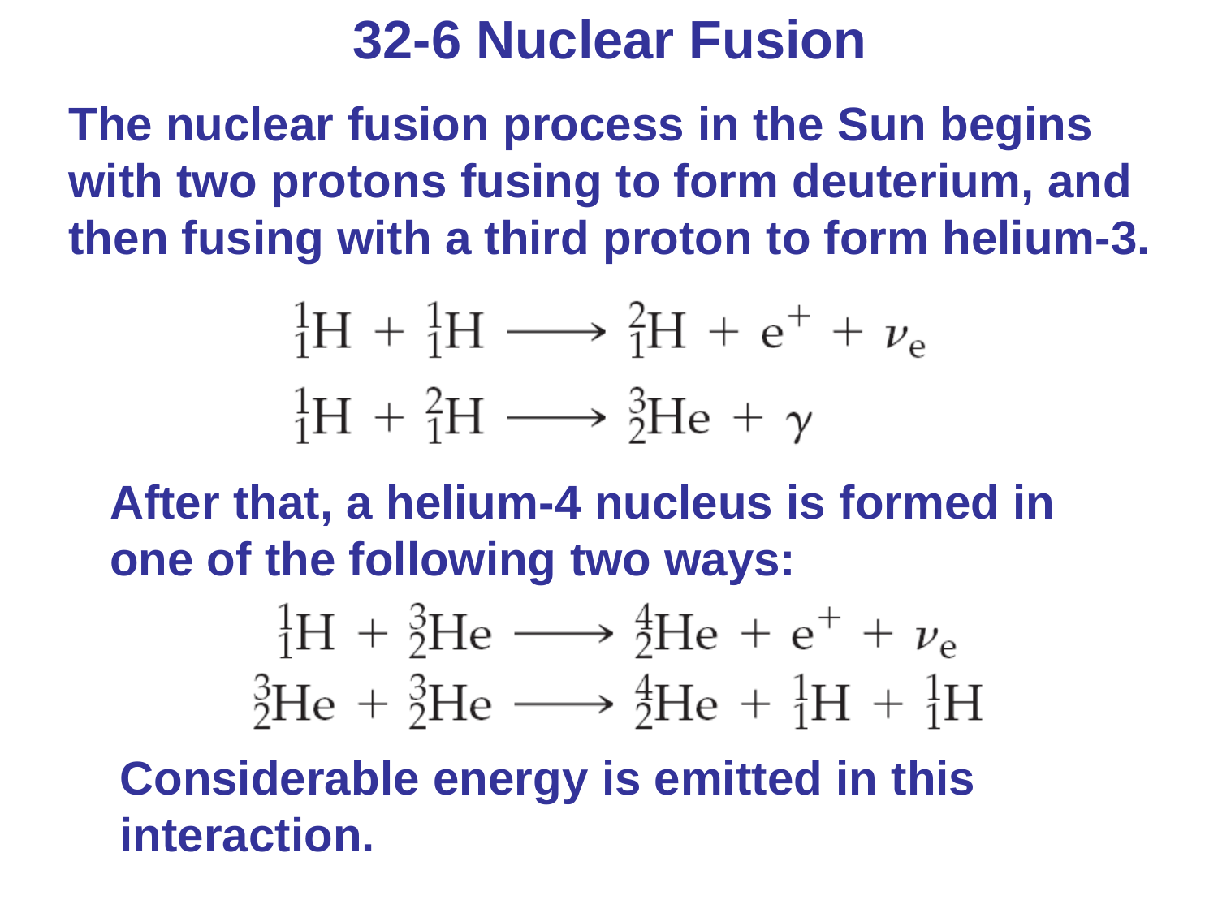# 32-6 Nuclear Fusion

The nuclear fusion process in the Sun begins with two protons fusing to form deuterium, and then fusing with a third proton to form helium-3.

$$ {}^{1}_{1}\mathrm{H} + {}^{1}_{1}\mathrm{H} \longrightarrow {}^{2}_{1}\mathrm{H} + \mathrm{e}^{+} + \nu_{\mathrm{e}} $$

$$ {}^{1}_{1}\mathrm{H} + {}^{2}_{1}\mathrm{H} \longrightarrow {}^{3}_{2}\mathrm{He} + \gamma $$

After that, a helium-4 nucleus is formed in one of the following two ways:

$$ {}^{1}_{1}\mathrm{H} + {}^{3}_{2}\mathrm{He} \longrightarrow {}^{4}_{2}\mathrm{He} + \mathrm{e}^{+} + \nu_{\mathrm{e}} $$

$$ {}^{3}_{2}\mathrm{He} + {}^{3}_{2}\mathrm{He} \longrightarrow {}^{4}_{2}\mathrm{He} + {}^{1}_{1}\mathrm{H} + {}^{1}_{1}\mathrm{H} $$

Considerable energy is emitted in this interaction.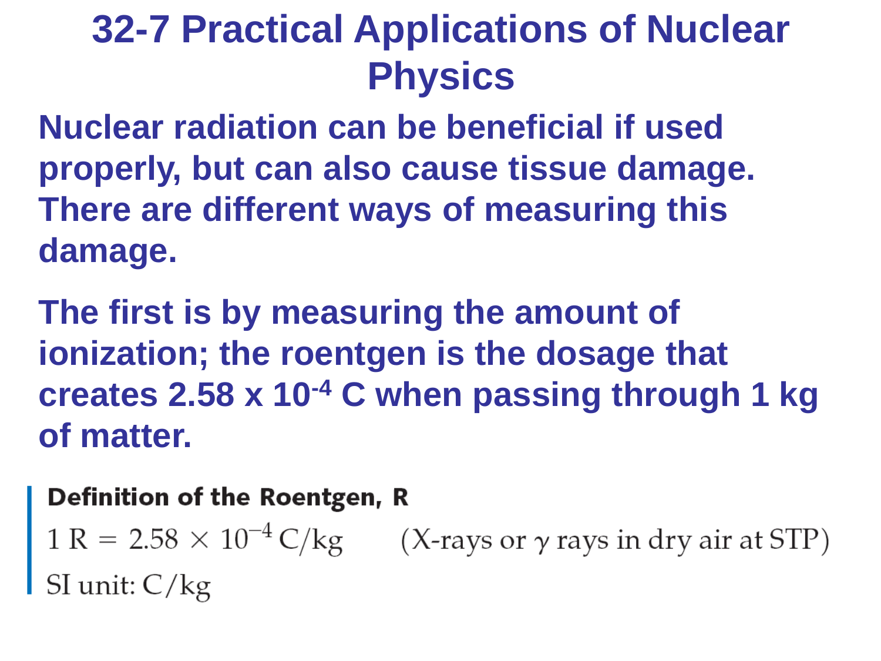# 32-7 Practical Applications of Nuclear Physics

**Nuclear radiation can be beneficial if used properly, but can also cause tissue damage. There are different ways of measuring this damage.**

**The first is by measuring the amount of ionization; the roentgen is the dosage that creates 2.58 x $10^{-4}$ C when passing through 1 kg of matter.**

**Definition of the Roentgen, R**

$1\ \text{R} = 2.58 \times 10^{-4}\ \text{C/kg}$ (X-rays or $\gamma$ rays in dry air at STP)

SI unit: C/kg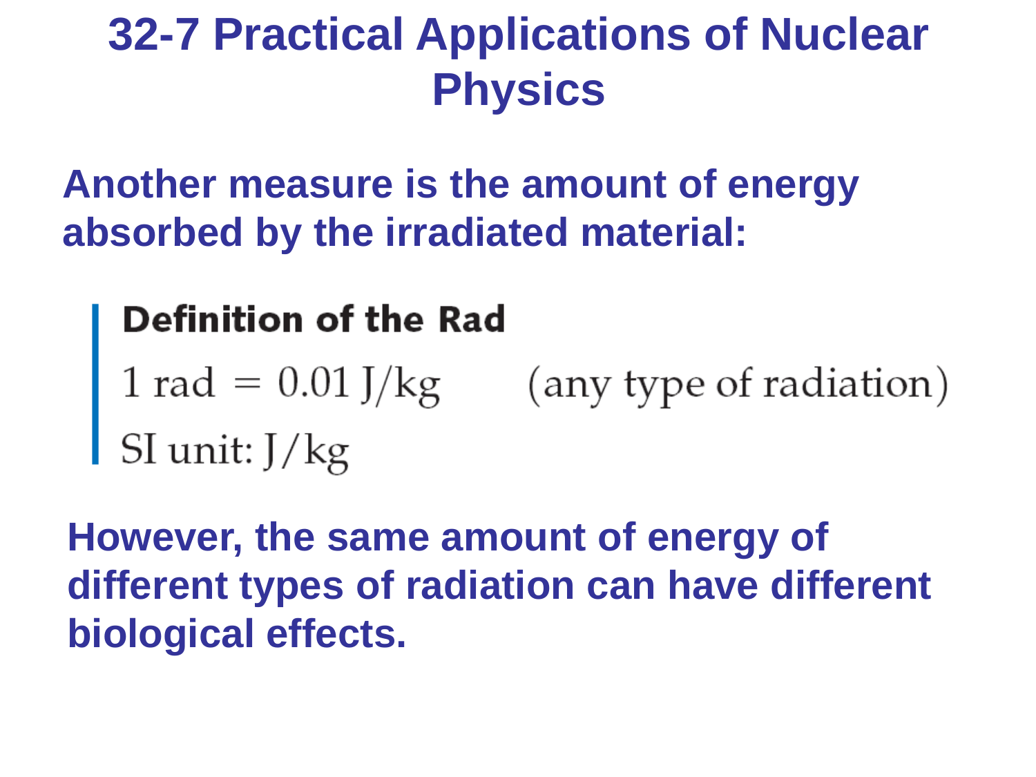# 32-7 Practical Applications of Nuclear Physics

**Another measure is the amount of energy absorbed by the irradiated material:**

**Definition of the Rad**

$$1 \text{ rad} = 0.01 \text{ J/kg} \qquad \text{(any type of radiation)}$$

SI unit: J/kg

**However, the same amount of energy of different types of radiation can have different biological effects.**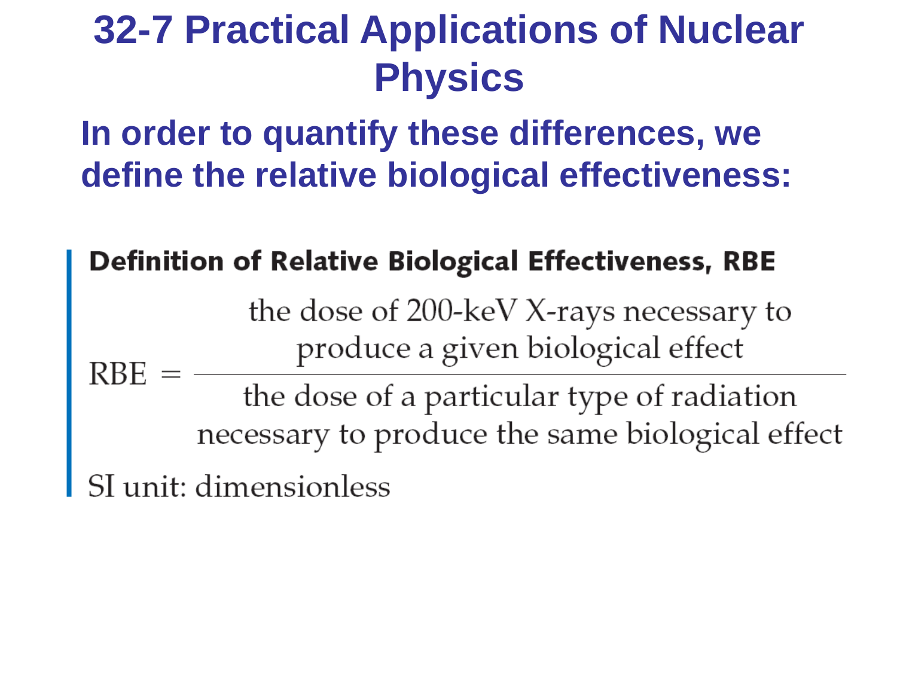# 32-7 Practical Applications of Nuclear Physics

**In order to quantify these differences, we define the relative biological effectiveness:**

**Definition of Relative Biological Effectiveness, RBE**

$$\text{RBE} = \frac{\text{the dose of 200-keV X-rays necessary to produce a given biological effect}}{\text{the dose of a particular type of radiation necessary to produce the same biological effect}}$$

SI unit: dimensionless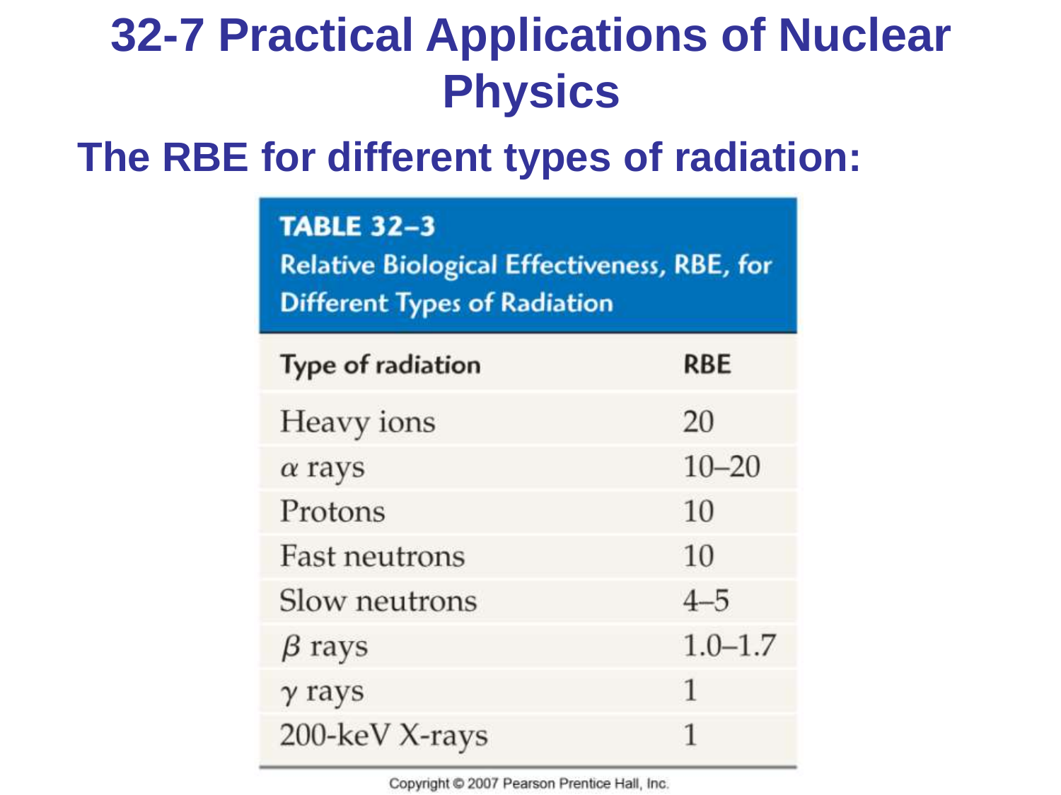# 32-7 Practical Applications of Nuclear Physics

## The RBE for different types of radiation:

**TABLE 32–3**
**Relative Biological Effectiveness, RBE, for Different Types of Radiation**

| Type of radiation | RBE |
|---|---|
| Heavy ions | 20 |
| $\alpha$ rays | 10–20 |
| Protons | 10 |
| Fast neutrons | 10 |
| Slow neutrons | 4–5 |
| $\beta$ rays | 1.0–1.7 |
| $\gamma$ rays | 1 |
| 200-keV X-rays | 1 |

Copyright © 2007 Pearson Prentice Hall, Inc.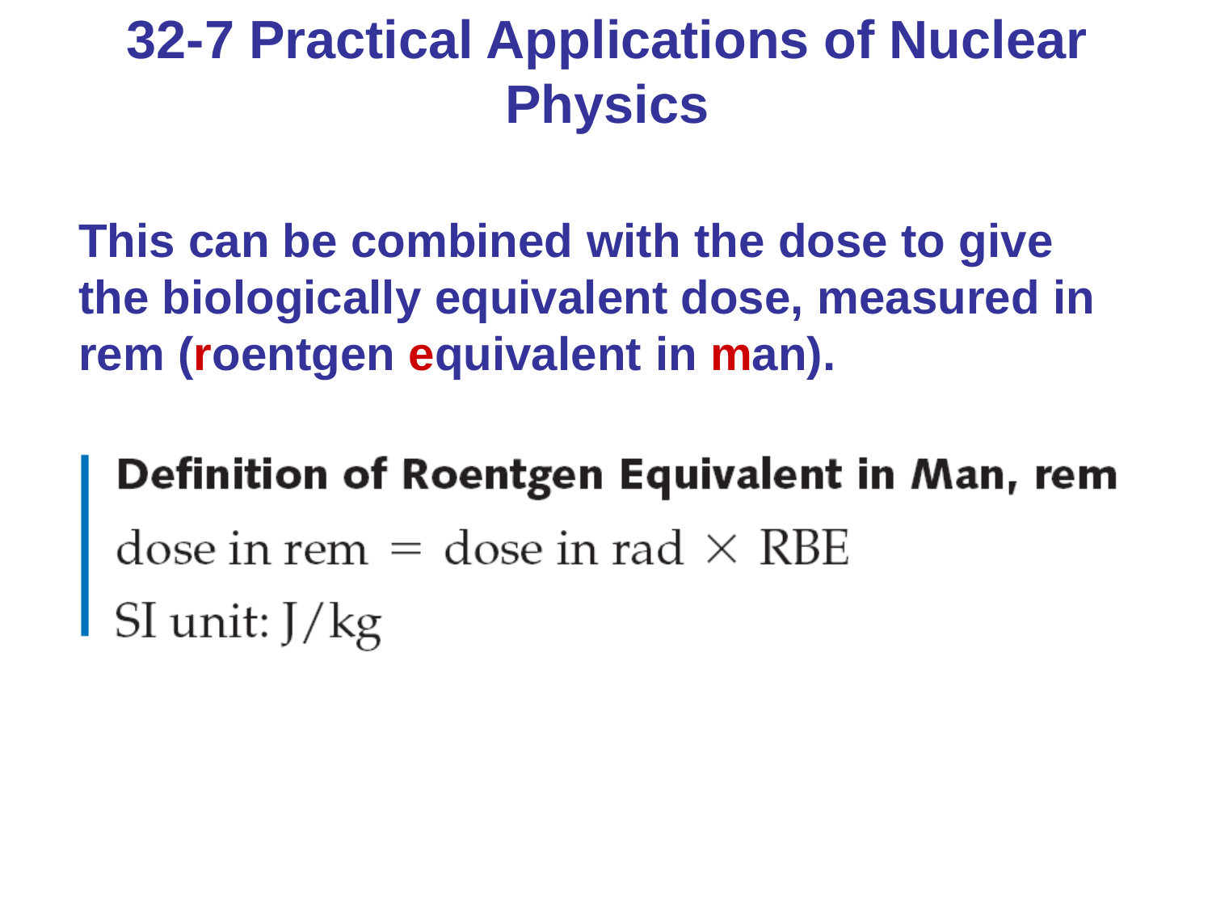# 32-7 Practical Applications of Nuclear Physics

**This can be combined with the dose to give the biologically equivalent dose, measured in rem (roentgen equivalent in man).**

**Definition of Roentgen Equivalent in Man, rem**

$$\text{dose in rem} = \text{dose in rad} \times \text{RBE}$$

SI unit: J/kg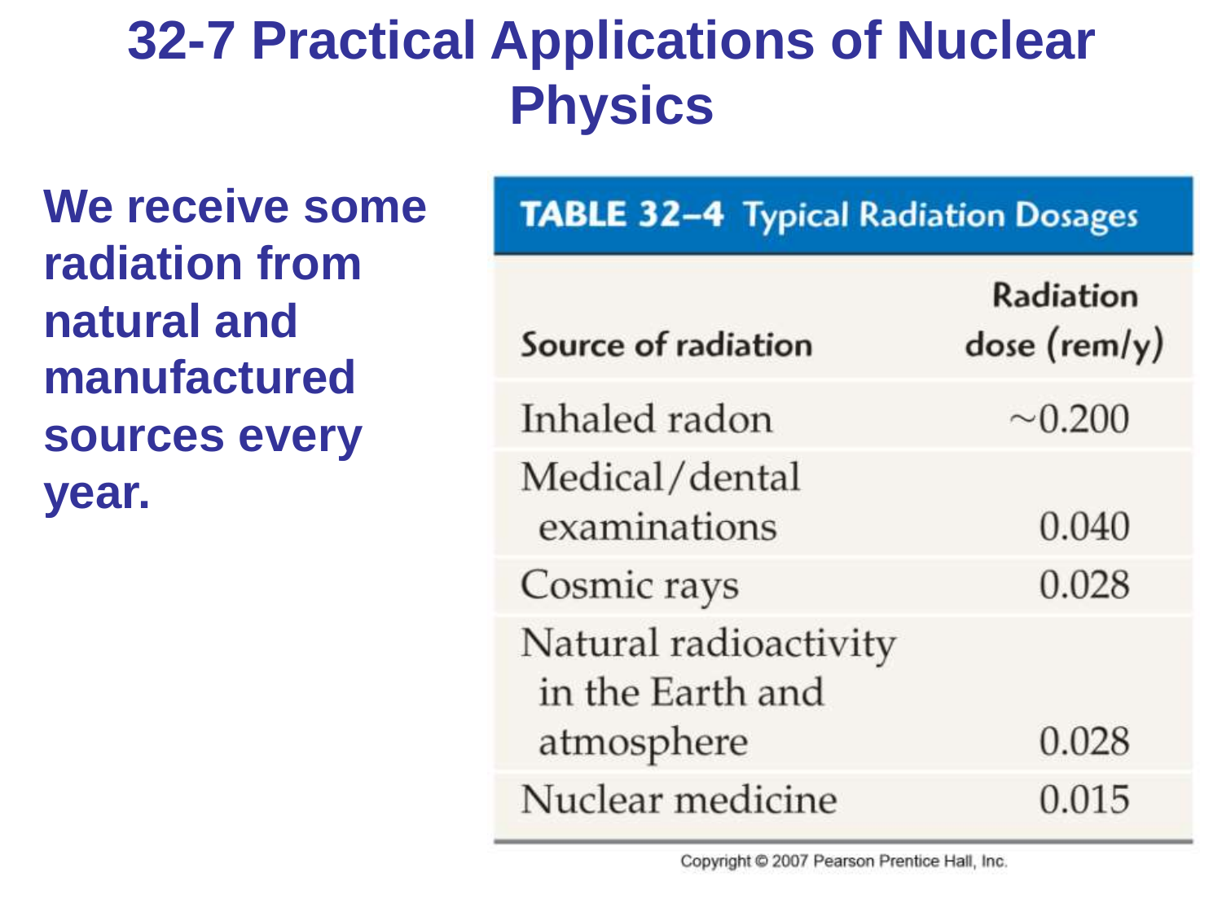# 32-7 Practical Applications of Nuclear Physics

**We receive some radiation from natural and manufactured sources every year.**

**TABLE 32–4 Typical Radiation Dosages**

| Source of radiation | Radiation dose (rem/y) |
|---|---|
| Inhaled radon | ~0.200 |
| Medical/dental examinations | 0.040 |
| Cosmic rays | 0.028 |
| Natural radioactivity in the Earth and atmosphere | 0.028 |
| Nuclear medicine | 0.015 |

Copyright © 2007 Pearson Prentice Hall, Inc.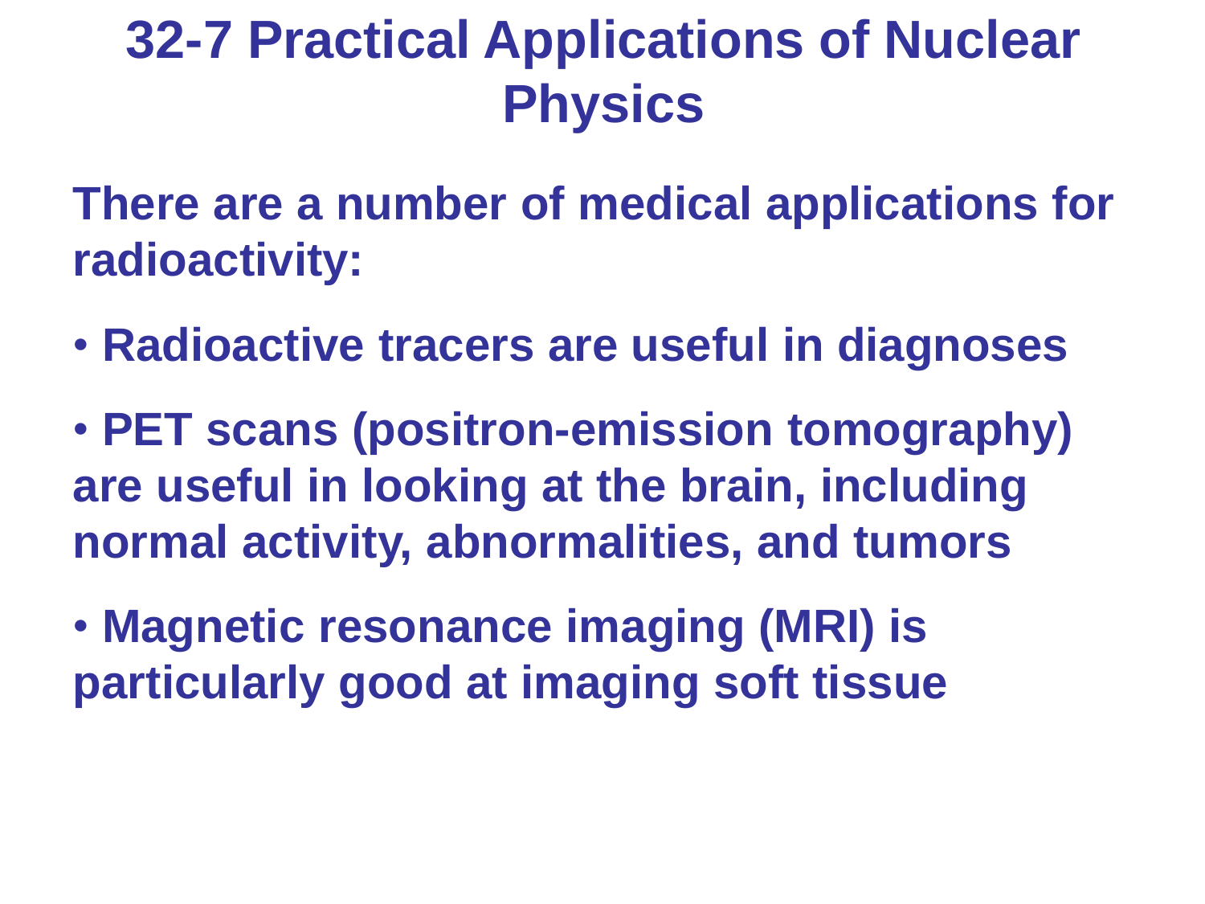# 32-7 Practical Applications of Nuclear Physics

There are a number of medical applications for radioactivity:

- Radioactive tracers are useful in diagnoses
- PET scans (positron-emission tomography) are useful in looking at the brain, including normal activity, abnormalities, and tumors
- Magnetic resonance imaging (MRI) is particularly good at imaging soft tissue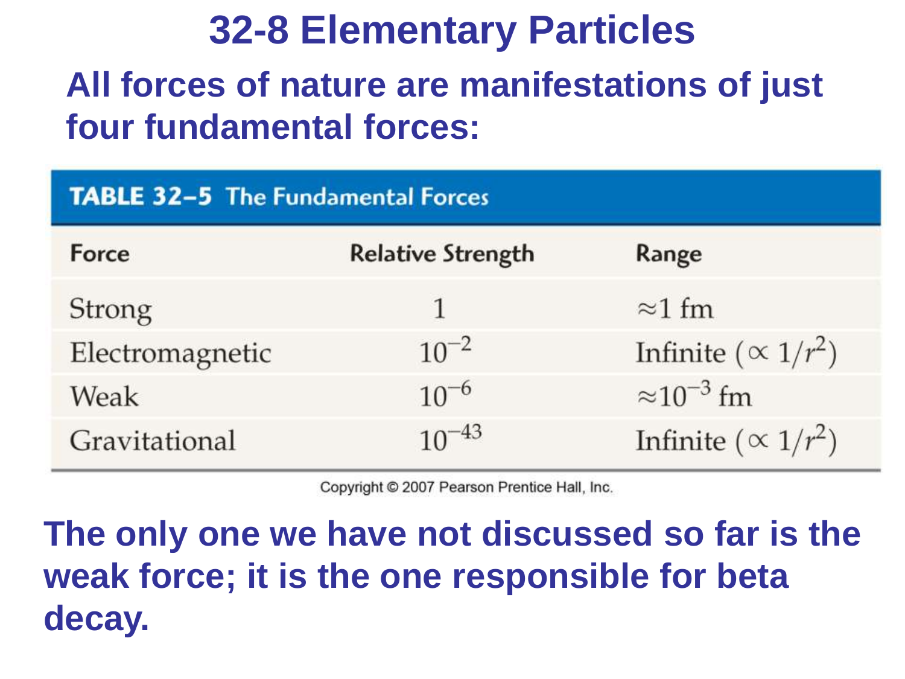# 32-8 Elementary Particles

**All forces of nature are manifestations of just four fundamental forces:**

**TABLE 32–5 The Fundamental Forces**

| Force | Relative Strength | Range |
|---|---|---|
| Strong | 1 | $\approx 1$ fm |
| Electromagnetic | $10^{-2}$ | Infinite ($\propto 1/r^2$) |
| Weak | $10^{-6}$ | $\approx 10^{-3}$ fm |
| Gravitational | $10^{-43}$ | Infinite ($\propto 1/r^2$) |

Copyright © 2007 Pearson Prentice Hall, Inc.

**The only one we have not discussed so far is the weak force; it is the one responsible for beta decay.**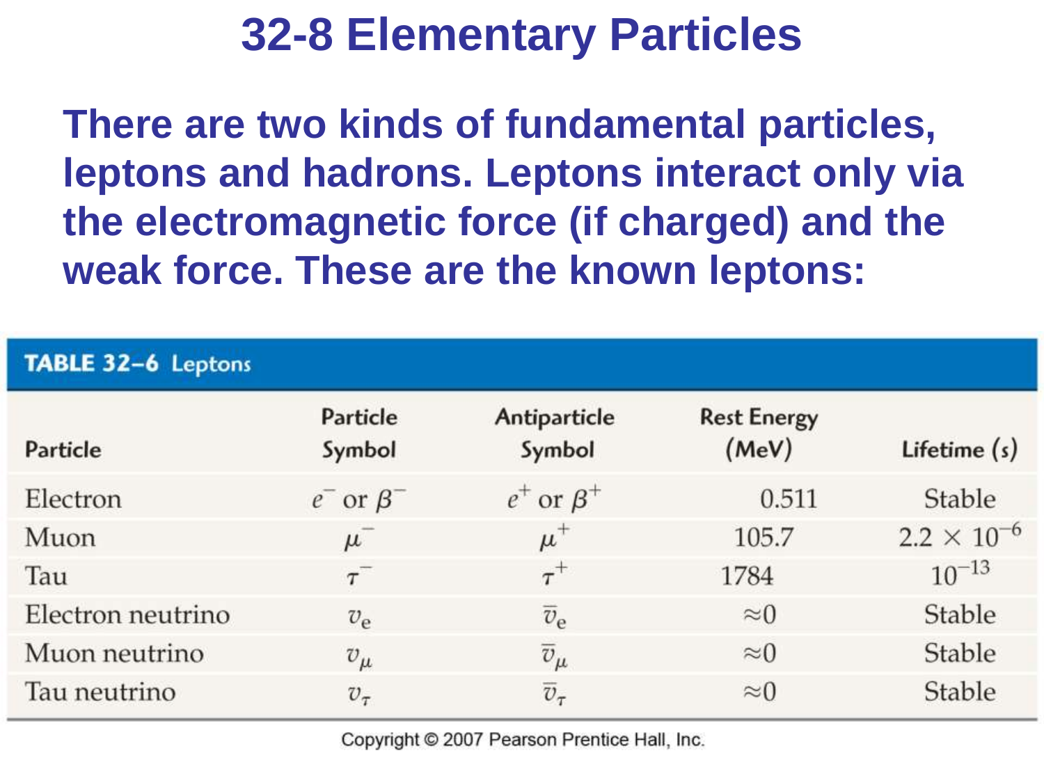# 32-8 Elementary Particles

**There are two kinds of fundamental particles, leptons and hadrons. Leptons interact only via the electromagnetic force (if charged) and the weak force. These are the known leptons:**

**TABLE 32–6 Leptons**

| Particle | Particle Symbol | Antiparticle Symbol | Rest Energy (MeV) | Lifetime (s) |
|---|---|---|---|---|
| Electron | $e^-$ or $\beta^-$ | $e^+$ or $\beta^+$ | 0.511 | Stable |
| Muon | $\mu^-$ | $\mu^+$ | 105.7 | $2.2 \times 10^{-6}$ |
| Tau | $\tau^-$ | $\tau^+$ | 1784 | $10^{-13}$ |
| Electron neutrino | $v_e$ | $\overline{v}_e$ | $\approx 0$ | Stable |
| Muon neutrino | $v_\mu$ | $\overline{v}_\mu$ | $\approx 0$ | Stable |
| Tau neutrino | $v_\tau$ | $\overline{v}_\tau$ | $\approx 0$ | Stable |

Copyright © 2007 Pearson Prentice Hall, Inc.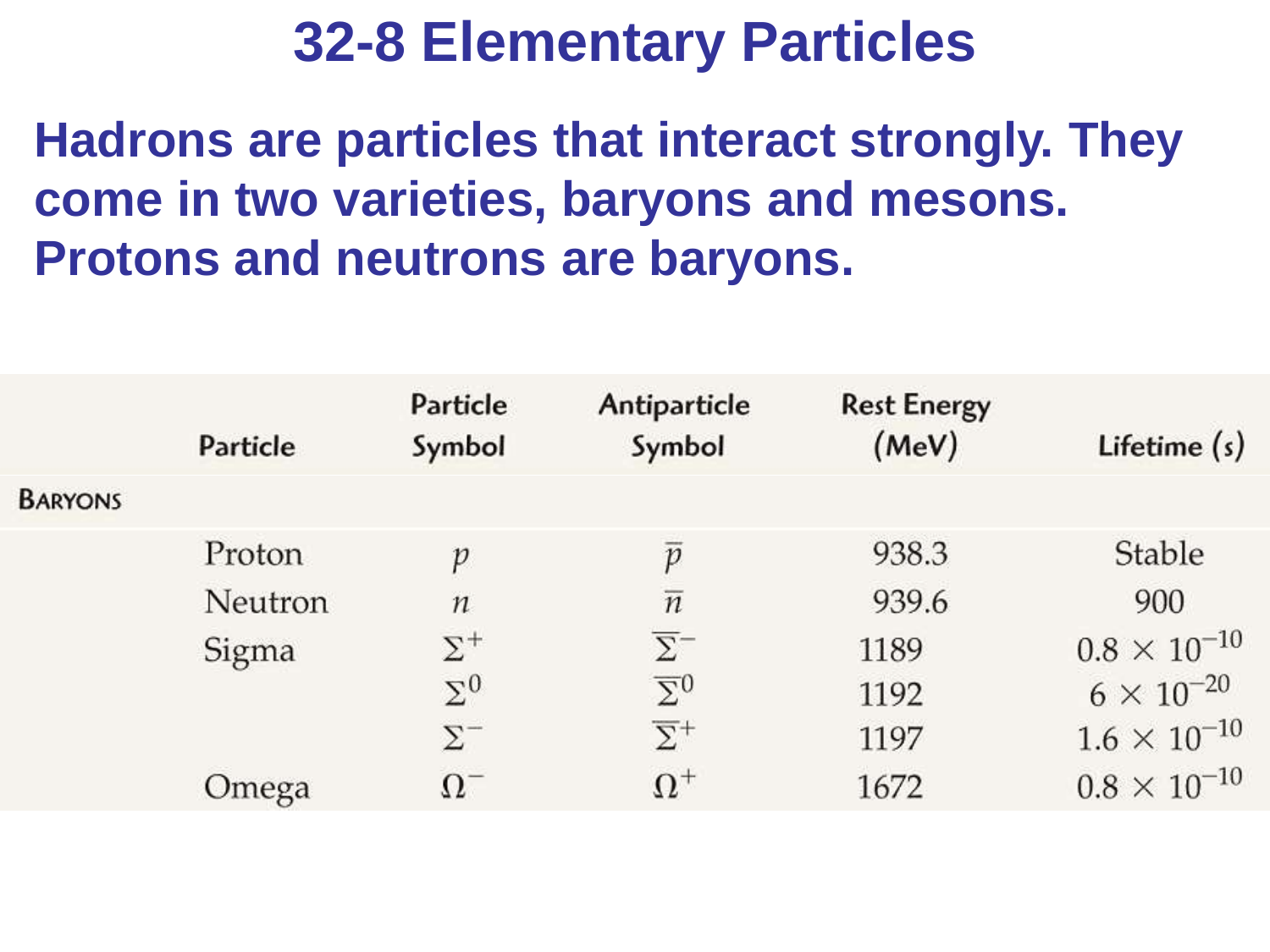# 32-8 Elementary Particles

**Hadrons are particles that interact strongly. They come in two varieties, baryons and mesons. Protons and neutrons are baryons.**

| | Particle | Particle Symbol | Antiparticle Symbol | Rest Energy (MeV) | Lifetime (s) |
|---|---|---|---|---|---|
| BARYONS | | | | | |
| | Proton | $p$ | $\overline{p}$ | 938.3 | Stable |
| | Neutron | $n$ | $\overline{n}$ | 939.6 | 900 |
| | Sigma | $\Sigma^+$ | $\overline{\Sigma}^-$ | 1189 | $0.8 \times 10^{-10}$ |
| | | $\Sigma^0$ | $\overline{\Sigma}^0$ | 1192 | $6 \times 10^{-20}$ |
| | | $\Sigma^-$ | $\overline{\Sigma}^+$ | 1197 | $1.6 \times 10^{-10}$ |
| | Omega | $\Omega^-$ | $\Omega^+$ | 1672 | $0.8 \times 10^{-10}$ |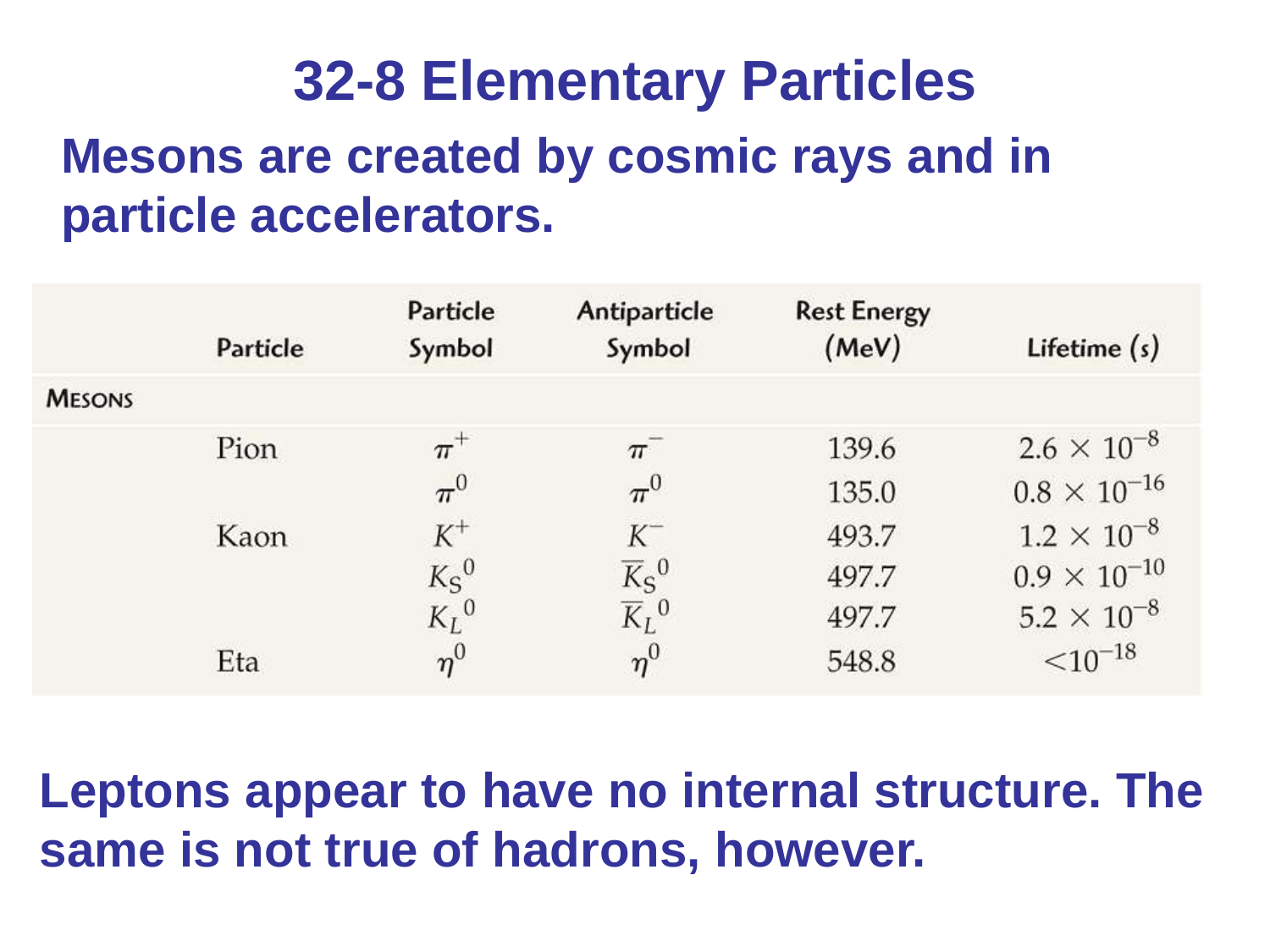# 32-8 Elementary Particles

**Mesons are created by cosmic rays and in particle accelerators.**

| | Particle | Particle Symbol | Antiparticle Symbol | Rest Energy (MeV) | Lifetime (s) |
|---|---|---|---|---|---|
| MESONS | | | | | |
| | Pion | $\pi^+$ | $\pi^-$ | 139.6 | $2.6 \times 10^{-8}$ |
| | | $\pi^0$ | $\pi^0$ | 135.0 | $0.8 \times 10^{-16}$ |
| | Kaon | $K^+$ | $K^-$ | 493.7 | $1.2 \times 10^{-8}$ |
| | | $K_S{}^0$ | $\overline{K}_S{}^0$ | 497.7 | $0.9 \times 10^{-10}$ |
| | | $K_L{}^0$ | $\overline{K}_L{}^0$ | 497.7 | $5.2 \times 10^{-8}$ |
| | Eta | $\eta^0$ | $\eta^0$ | 548.8 | $<10^{-18}$ |

**Leptons appear to have no internal structure. The same is not true of hadrons, however.**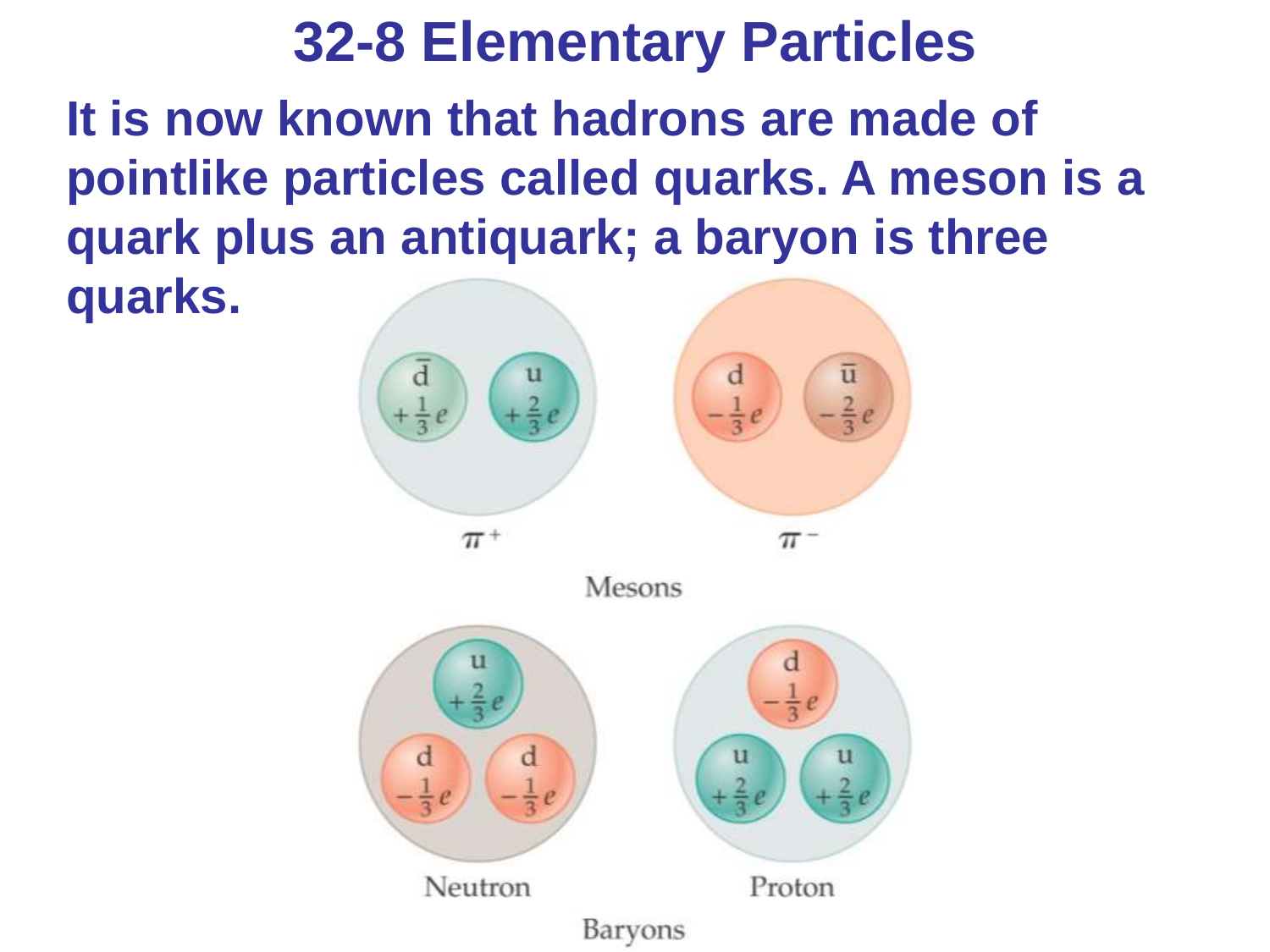# 32-8 Elementary Particles

**It is now known that hadrons are made of pointlike particles called quarks. A meson is a quark plus an antiquark; a baryon is three quarks.**

$\bar{d}$ $+\frac{1}{3}e$ u $+\frac{2}{3}e$

$\pi^+$

d $-\frac{1}{3}e$ $\bar{u}$ $-\frac{2}{3}e$

$\pi^-$

Mesons

u $+\frac{2}{3}e$ d $-\frac{1}{3}e$ d $-\frac{1}{3}e$

Neutron

d $-\frac{1}{3}e$ u $+\frac{2}{3}e$ u $+\frac{2}{3}e$

Proton

Baryons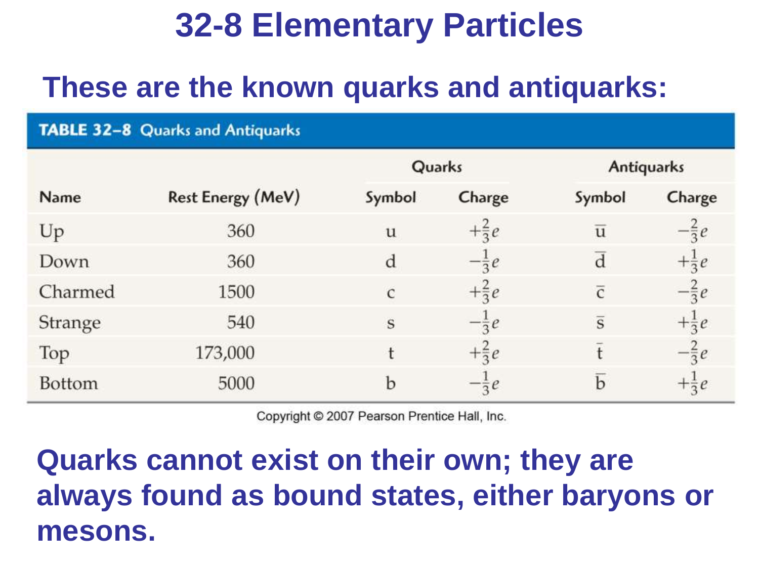# 32-8 Elementary Particles

## These are the known quarks and antiquarks:

**TABLE 32–8 Quarks and Antiquarks**

| | | Quarks | | Antiquarks | |
|---|---|---|---|---|---|
| Name | Rest Energy (MeV) | Symbol | Charge | Symbol | Charge |
| Up | 360 | u | $+\frac{2}{3}e$ | $\bar{\text{u}}$ | $-\frac{2}{3}e$ |
| Down | 360 | d | $-\frac{1}{3}e$ | $\bar{\text{d}}$ | $+\frac{1}{3}e$ |
| Charmed | 1500 | c | $+\frac{2}{3}e$ | $\bar{\text{c}}$ | $-\frac{2}{3}e$ |
| Strange | 540 | s | $-\frac{1}{3}e$ | $\bar{\text{s}}$ | $+\frac{1}{3}e$ |
| Top | 173,000 | t | $+\frac{2}{3}e$ | $\bar{\text{t}}$ | $-\frac{2}{3}e$ |
| Bottom | 5000 | b | $-\frac{1}{3}e$ | $\bar{\text{b}}$ | $+\frac{1}{3}e$ |

Copyright © 2007 Pearson Prentice Hall, Inc.

**Quarks cannot exist on their own; they are always found as bound states, either baryons or mesons.**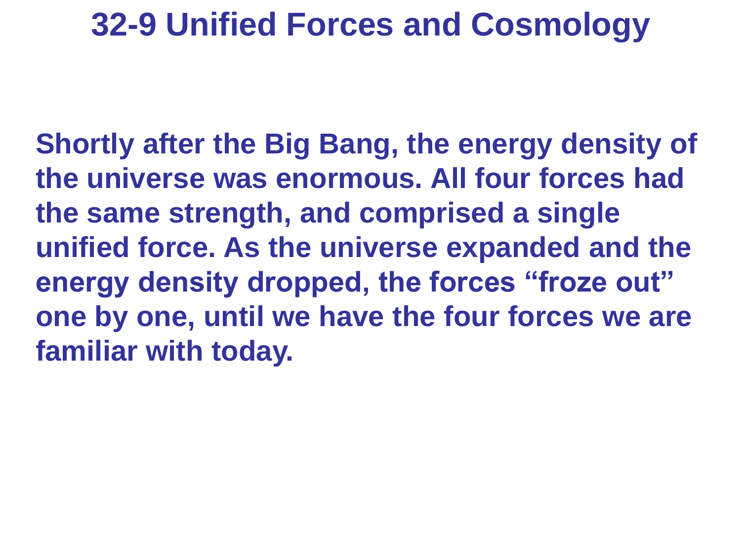# 32-9 Unified Forces and Cosmology

**Shortly after the Big Bang, the energy density of the universe was enormous. All four forces had the same strength, and comprised a single unified force. As the universe expanded and the energy density dropped, the forces "froze out" one by one, until we have the four forces we are familiar with today.**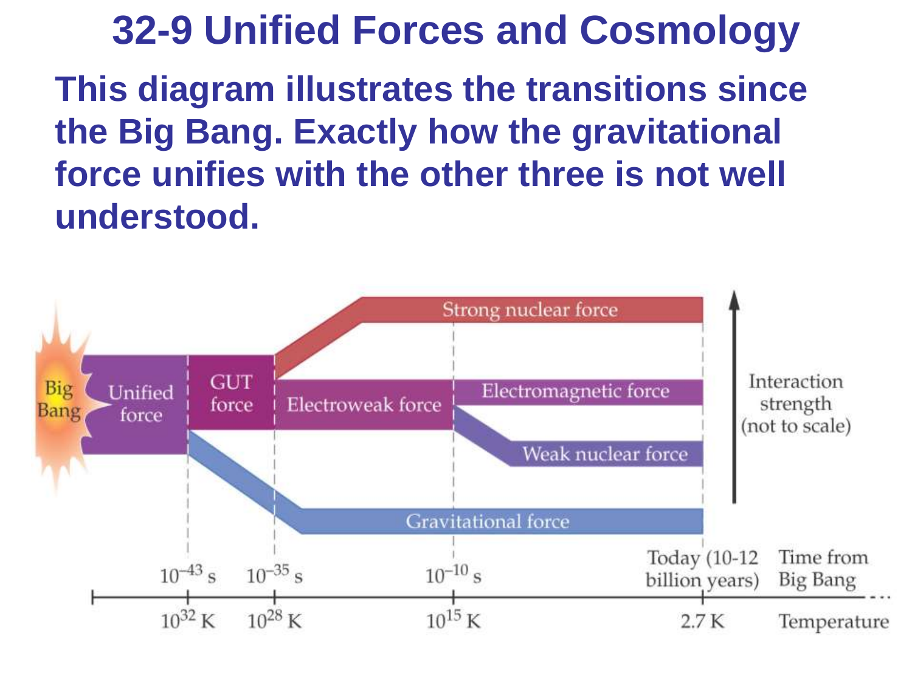# 32-9 Unified Forces and Cosmology

**This diagram illustrates the transitions since the Big Bang. Exactly how the gravitational force unifies with the other three is not well understood.**

Big Bang

Unified force

GUT force

Strong nuclear force

Electroweak force

Electromagnetic force

Weak nuclear force

Gravitational force

Interaction strength (not to scale)

$10^{-43}$ s | $10^{-35}$ s | $10^{-10}$ s | Today (10-12 billion years) | Time from Big Bang

$10^{32}$ K | $10^{28}$ K | $10^{15}$ K | 2.7 K | Temperature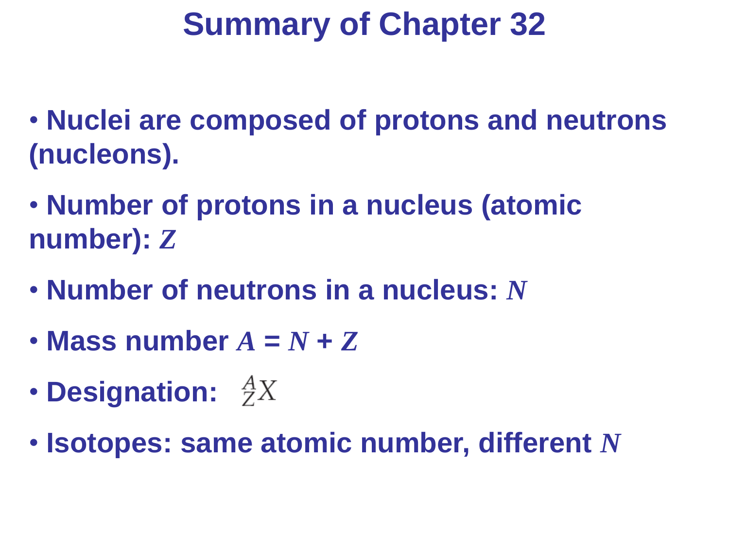# Summary of Chapter 32

- **Nuclei are composed of protons and neutrons (nucleons).**
- **Number of protons in a nucleus (atomic number): $Z$**
- **Number of neutrons in a nucleus: $N$**
- **Mass number $A = N + Z$**
- **Designation:** $^{A}_{Z}X$
- **Isotopes: same atomic number, different $N$**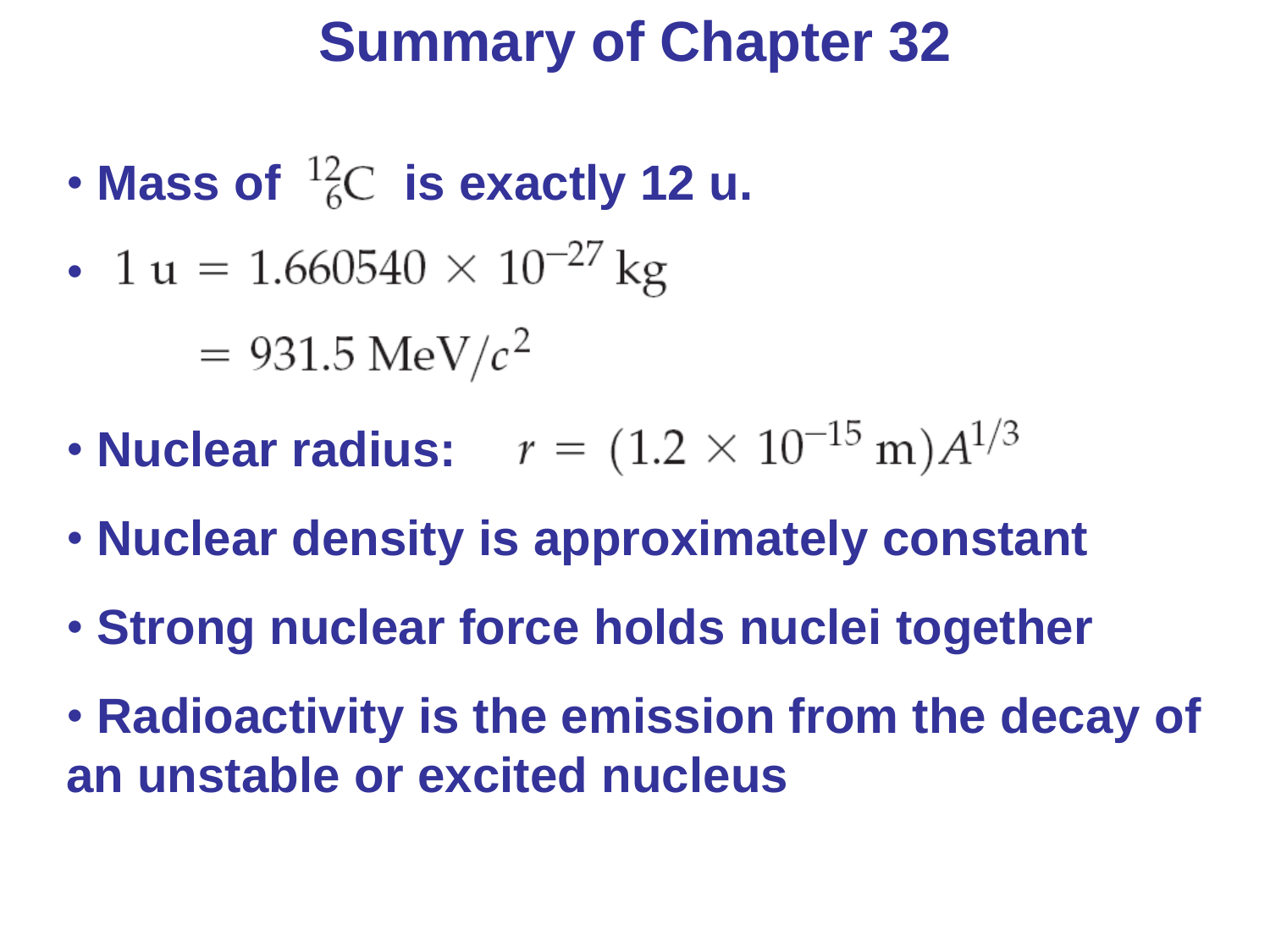# Summary of Chapter 32

- **Mass of $^{12}_{6}\text{C}$ is exactly 12 u.**
- $$1\,\text{u} = 1.660540 \times 10^{-27}\,\text{kg}$$
  $$= 931.5\,\text{MeV}/c^2$$
- **Nuclear radius:** $r = (1.2 \times 10^{-15}\,\text{m})A^{1/3}$
- **Nuclear density is approximately constant**
- **Strong nuclear force holds nuclei together**
- **Radioactivity is the emission from the decay of an unstable or excited nucleus**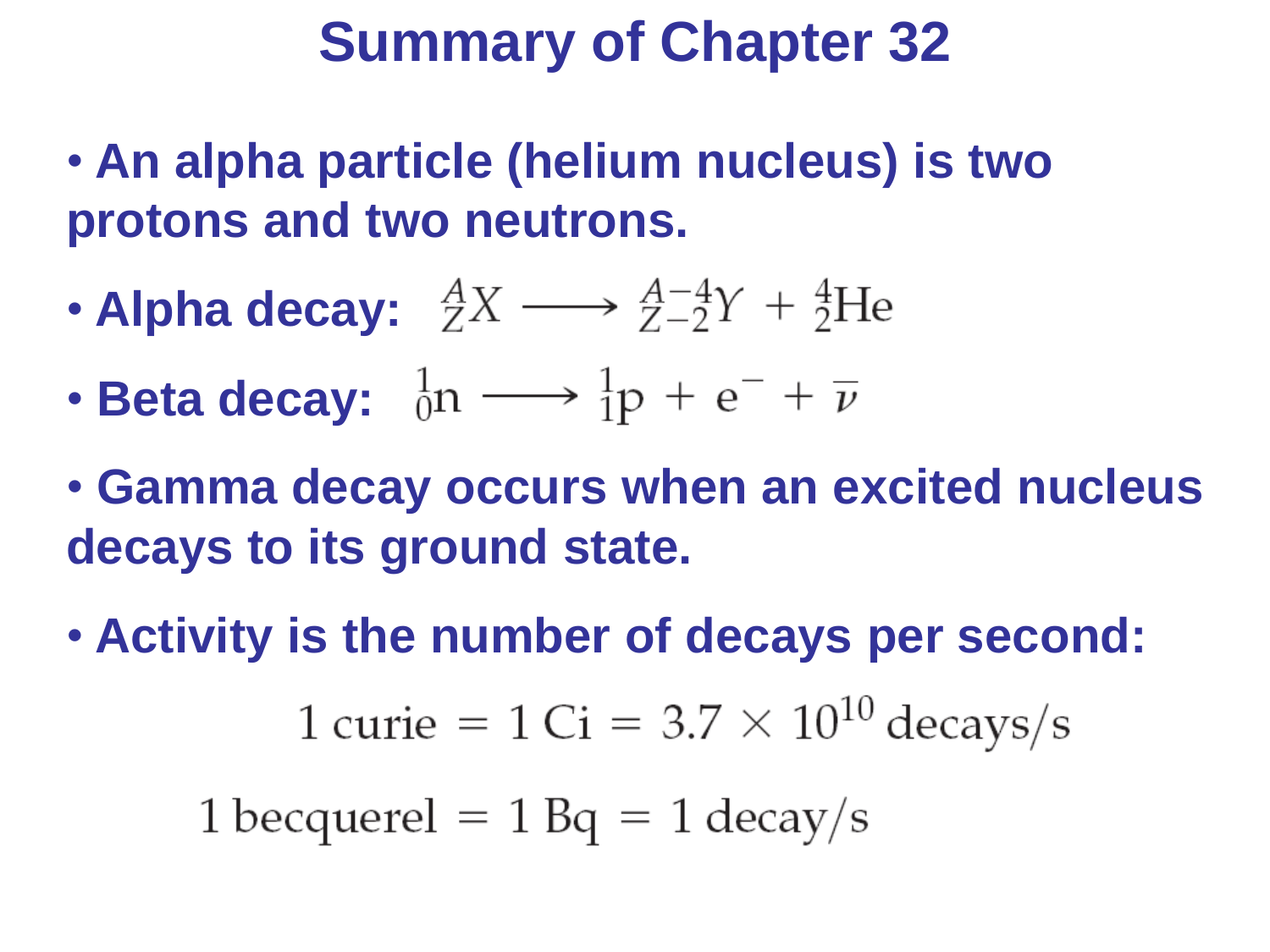# Summary of Chapter 32

- **An alpha particle (helium nucleus) is two protons and two neutrons.**
- **Alpha decay:** ${}^{A}_{Z}X \longrightarrow {}^{A-4}_{Z-2}Y + {}^{4}_{2}\mathrm{He}$
- **Beta decay:** ${}^{1}_{0}\mathrm{n} \longrightarrow {}^{1}_{1}\mathrm{p} + \mathrm{e}^{-} + \overline{\nu}$
- **Gamma decay occurs when an excited nucleus decays to its ground state.**
- **Activity is the number of decays per second:**

$$1 \text{ curie} = 1 \text{ Ci} = 3.7 \times 10^{10} \text{ decays/s}$$

$$1 \text{ becquerel} = 1 \text{ Bq} = 1 \text{ decay/s}$$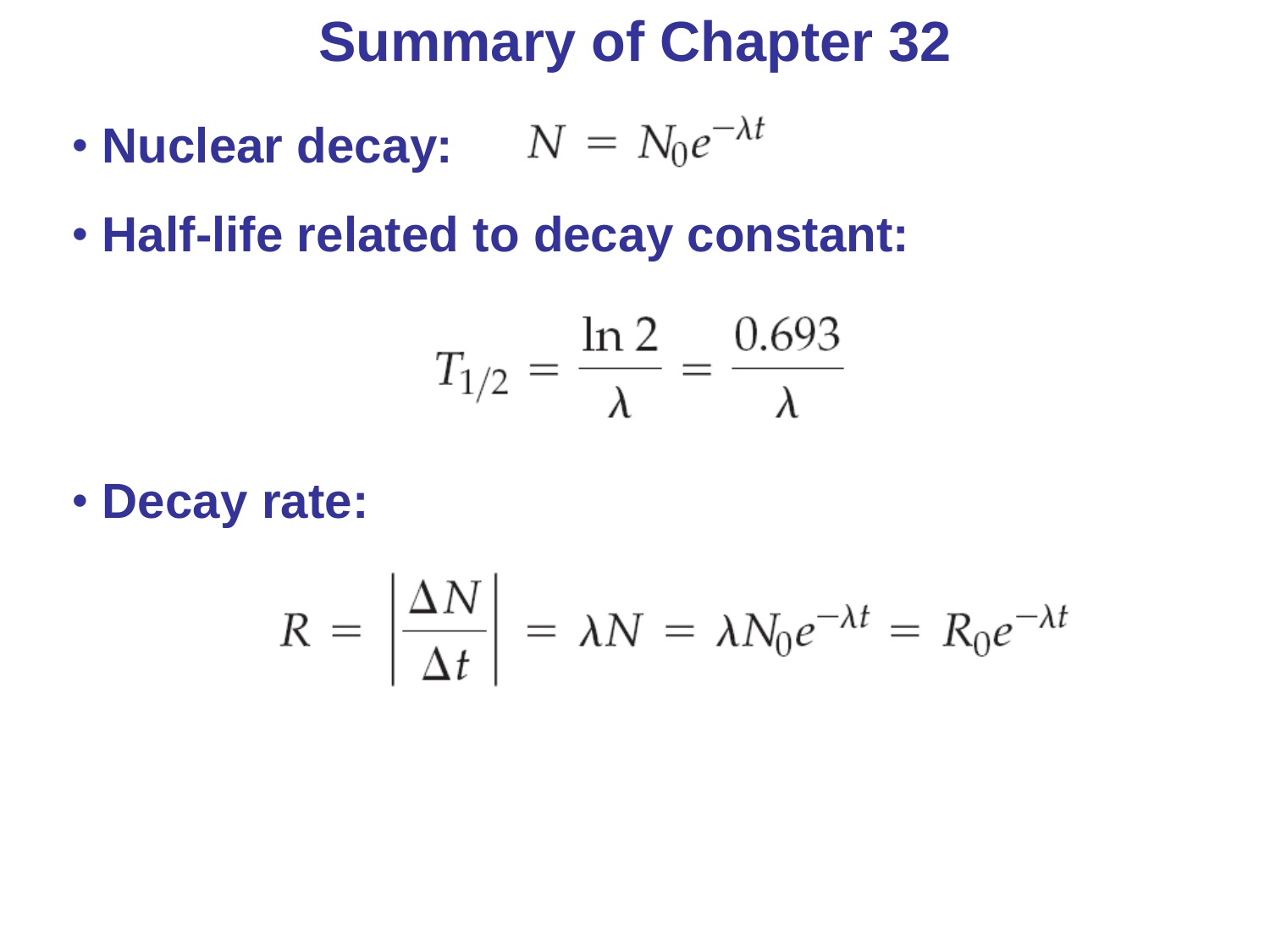# Summary of Chapter 32

- **Nuclear decay:** $N = N_0 e^{-\lambda t}$
- **Half-life related to decay constant:**

$$T_{1/2} = \frac{\ln 2}{\lambda} = \frac{0.693}{\lambda}$$

- **Decay rate:**

$$R = \left| \frac{\Delta N}{\Delta t} \right| = \lambda N = \lambda N_0 e^{-\lambda t} = R_0 e^{-\lambda t}$$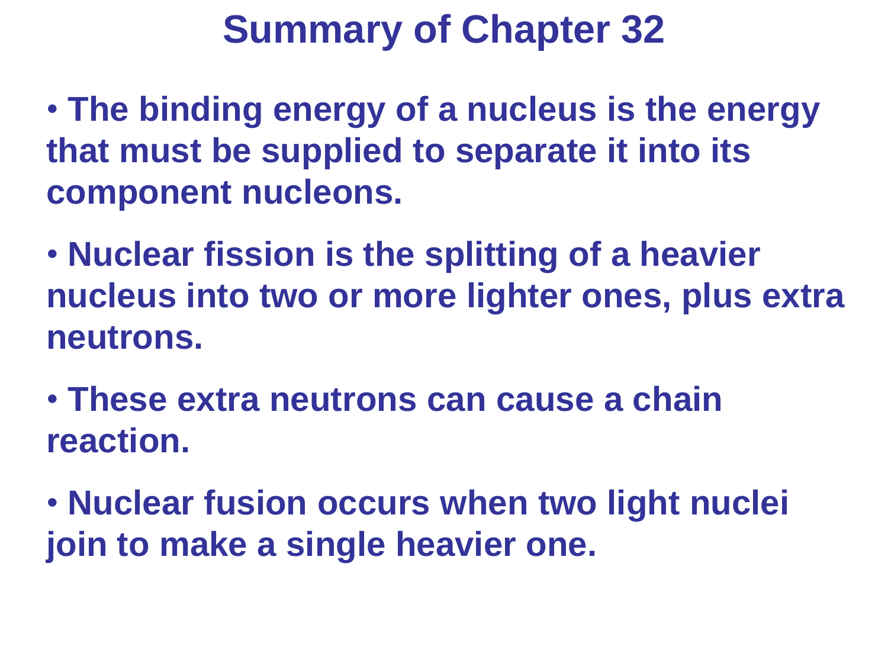# Summary of Chapter 32

- **The binding energy of a nucleus is the energy that must be supplied to separate it into its component nucleons.**
- **Nuclear fission is the splitting of a heavier nucleus into two or more lighter ones, plus extra neutrons.**
- **These extra neutrons can cause a chain reaction.**
- **Nuclear fusion occurs when two light nuclei join to make a single heavier one.**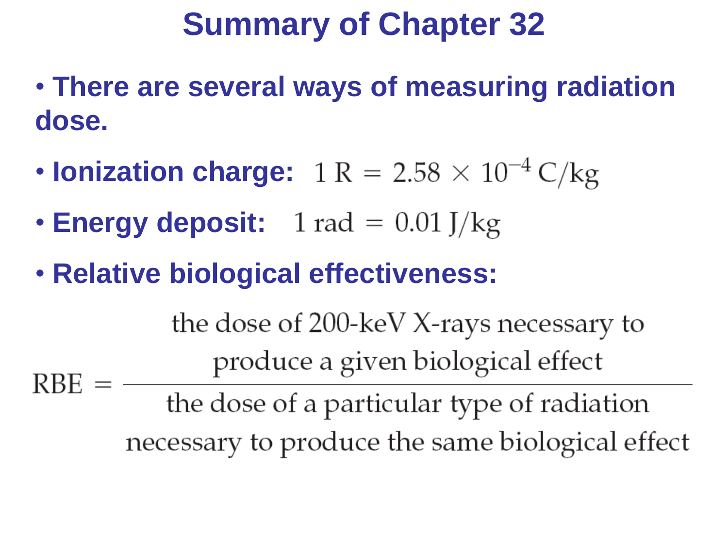# Summary of Chapter 32

- **There are several ways of measuring radiation dose.**
- **Ionization charge:** $1\ \text{R} = 2.58 \times 10^{-4}\ \text{C/kg}$
- **Energy deposit:** $1\ \text{rad} = 0.01\ \text{J/kg}$
- **Relative biological effectiveness:**

$$\text{RBE} = \frac{\text{the dose of 200-keV X-rays necessary to produce a given biological effect}}{\text{the dose of a particular type of radiation necessary to produce the same biological effect}}$$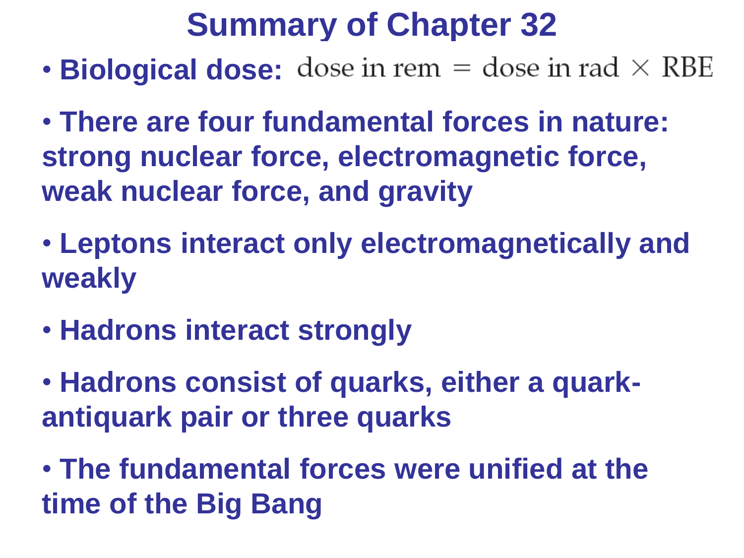# Summary of Chapter 32

- **Biological dose:** $\text{dose in rem} = \text{dose in rad} \times \text{RBE}$
- **There are four fundamental forces in nature: strong nuclear force, electromagnetic force, weak nuclear force, and gravity**
- **Leptons interact only electromagnetically and weakly**
- **Hadrons interact strongly**
- **Hadrons consist of quarks, either a quark-antiquark pair or three quarks**
- **The fundamental forces were unified at the time of the Big Bang**